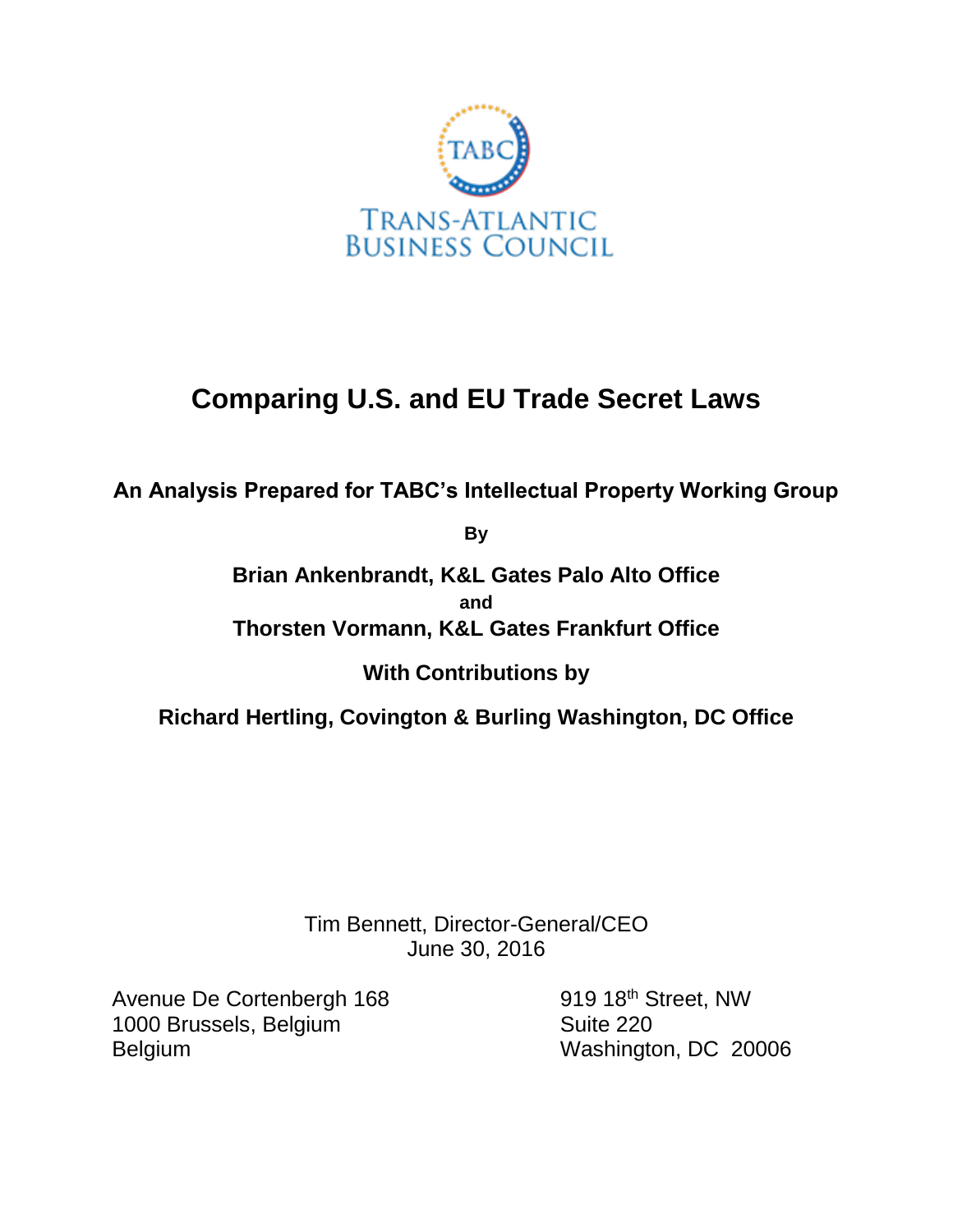TABC

TRANS-ATLANTIC
BUSINESS COUNCIL

# Comparing U.S. and EU Trade Secret Laws

**An Analysis Prepared for TABC's Intellectual Property Working Group**

**By**

**Brian Ankenbrandt, K&L Gates Palo Alto Office**

**and**

**Thorsten Vormann, K&L Gates Frankfurt Office**

**With Contributions by**

**Richard Hertling, Covington & Burling Washington, DC Office**

Tim Bennett, Director-General/CEO
June 30, 2016

Avenue De Cortenbergh 168
1000 Brussels, Belgium
Belgium

919 18th Street, NW
Suite 220
Washington, DC 20006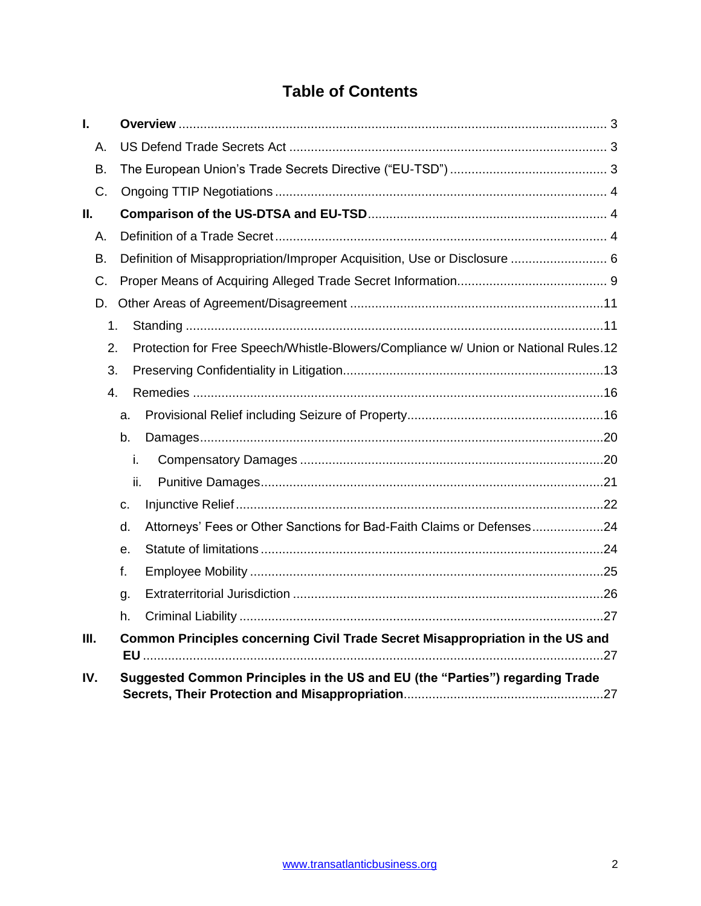# Table of Contents

- **I. Overview** ........ 3
  - A. US Defend Trade Secrets Act ........ 3
  - B. The European Union's Trade Secrets Directive ("EU-TSD") ........ 3
  - C. Ongoing TTIP Negotiations ........ 4
- **II. Comparison of the US-DTSA and EU-TSD** ........ 4
  - A. Definition of a Trade Secret ........ 4
  - B. Definition of Misappropriation/Improper Acquisition, Use or Disclosure ........ 6
  - C. Proper Means of Acquiring Alleged Trade Secret Information ........ 9
  - D. Other Areas of Agreement/Disagreement ........ 11
    - 1. Standing ........ 11
    - 2. Protection for Free Speech/Whistle-Blowers/Compliance w/ Union or National Rules ........ 12
    - 3. Preserving Confidentiality in Litigation ........ 13
    - 4. Remedies ........ 16
      - a. Provisional Relief including Seizure of Property ........ 16
      - b. Damages ........ 20
        - i. Compensatory Damages ........ 20
        - ii. Punitive Damages ........ 21
      - c. Injunctive Relief ........ 22
      - d. Attorneys' Fees or Other Sanctions for Bad-Faith Claims or Defenses ........ 24
      - e. Statute of limitations ........ 24
      - f. Employee Mobility ........ 25
      - g. Extraterritorial Jurisdiction ........ 26
      - h. Criminal Liability ........ 27
- **III. Common Principles concerning Civil Trade Secret Misappropriation in the US and EU** ........ 27
- **IV. Suggested Common Principles in the US and EU (the "Parties") regarding Trade Secrets, Their Protection and Misappropriation** ........ 27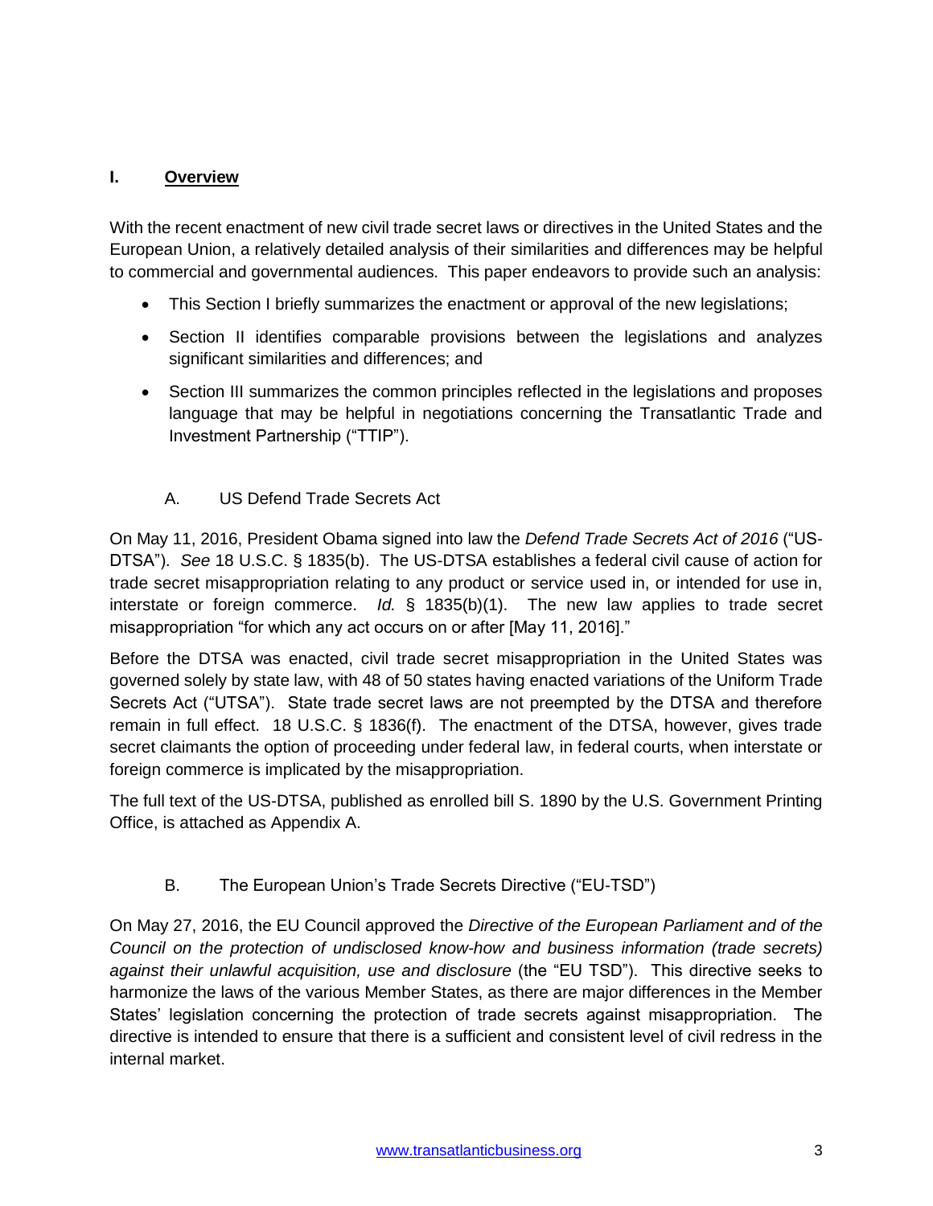## I. <u>Overview</u>

With the recent enactment of new civil trade secret laws or directives in the United States and the European Union, a relatively detailed analysis of their similarities and differences may be helpful to commercial and governmental audiences. This paper endeavors to provide such an analysis:

- This Section I briefly summarizes the enactment or approval of the new legislations;
- Section II identifies comparable provisions between the legislations and analyzes significant similarities and differences; and
- Section III summarizes the common principles reflected in the legislations and proposes language that may be helpful in negotiations concerning the Transatlantic Trade and Investment Partnership ("TTIP").

### A. US Defend Trade Secrets Act

On May 11, 2016, President Obama signed into law the *Defend Trade Secrets Act of 2016* ("US-DTSA"). *See* 18 U.S.C. § 1835(b). The US-DTSA establishes a federal civil cause of action for trade secret misappropriation relating to any product or service used in, or intended for use in, interstate or foreign commerce. *Id.* § 1835(b)(1). The new law applies to trade secret misappropriation "for which any act occurs on or after [May 11, 2016]."

Before the DTSA was enacted, civil trade secret misappropriation in the United States was governed solely by state law, with 48 of 50 states having enacted variations of the Uniform Trade Secrets Act ("UTSA"). State trade secret laws are not preempted by the DTSA and therefore remain in full effect. 18 U.S.C. § 1836(f). The enactment of the DTSA, however, gives trade secret claimants the option of proceeding under federal law, in federal courts, when interstate or foreign commerce is implicated by the misappropriation.

The full text of the US-DTSA, published as enrolled bill S. 1890 by the U.S. Government Printing Office, is attached as Appendix A.

### B. The European Union's Trade Secrets Directive ("EU-TSD")

On May 27, 2016, the EU Council approved the *Directive of the European Parliament and of the Council on the protection of undisclosed know-how and business information (trade secrets) against their unlawful acquisition, use and disclosure* (the "EU TSD"). This directive seeks to harmonize the laws of the various Member States, as there are major differences in the Member States' legislation concerning the protection of trade secrets against misappropriation. The directive is intended to ensure that there is a sufficient and consistent level of civil redress in the internal market.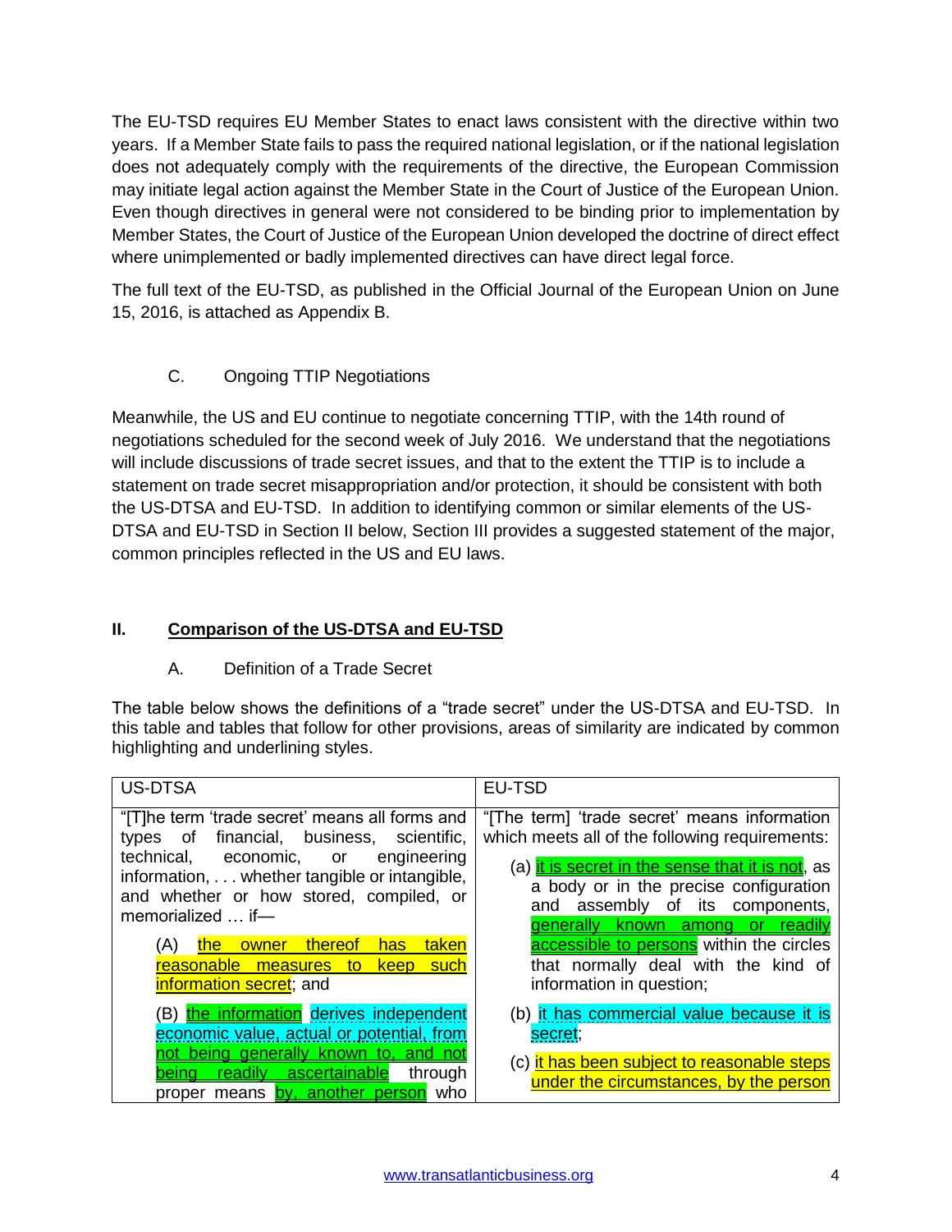The EU-TSD requires EU Member States to enact laws consistent with the directive within two years. If a Member State fails to pass the required national legislation, or if the national legislation does not adequately comply with the requirements of the directive, the European Commission may initiate legal action against the Member State in the Court of Justice of the European Union. Even though directives in general were not considered to be binding prior to implementation by Member States, the Court of Justice of the European Union developed the doctrine of direct effect where unimplemented or badly implemented directives can have direct legal force.

The full text of the EU-TSD, as published in the Official Journal of the European Union on June 15, 2016, is attached as Appendix B.

### C. Ongoing TTIP Negotiations

Meanwhile, the US and EU continue to negotiate concerning TTIP, with the 14th round of negotiations scheduled for the second week of July 2016. We understand that the negotiations will include discussions of trade secret issues, and that to the extent the TTIP is to include a statement on trade secret misappropriation and/or protection, it should be consistent with both the US-DTSA and EU-TSD. In addition to identifying common or similar elements of the US-DTSA and EU-TSD in Section II below, Section III provides a suggested statement of the major, common principles reflected in the US and EU laws.

## II. Comparison of the US-DTSA and EU-TSD

### A. Definition of a Trade Secret

The table below shows the definitions of a "trade secret" under the US-DTSA and EU-TSD. In this table and tables that follow for other provisions, areas of similarity are indicated by common highlighting and underlining styles.

| US-DTSA | EU-TSD |
|---|---|
| "[T]he term 'trade secret' means all forms and types of financial, business, scientific, technical, economic, or engineering information, . . . whether tangible or intangible, and whether or how stored, compiled, or memorialized … if—<br><br>(A) the owner thereof has taken reasonable measures to keep such information secret; and<br><br>(B) the information derives independent economic value, actual or potential, from not being generally known to, and not being readily ascertainable through proper means by, another person who | "[The term] 'trade secret' means information which meets all of the following requirements:<br><br>(a) it is secret in the sense that it is not, as a body or in the precise configuration and assembly of its components, generally known among or readily accessible to persons within the circles that normally deal with the kind of information in question;<br><br>(b) it has commercial value because it is secret;<br><br>(c) it has been subject to reasonable steps under the circumstances, by the person |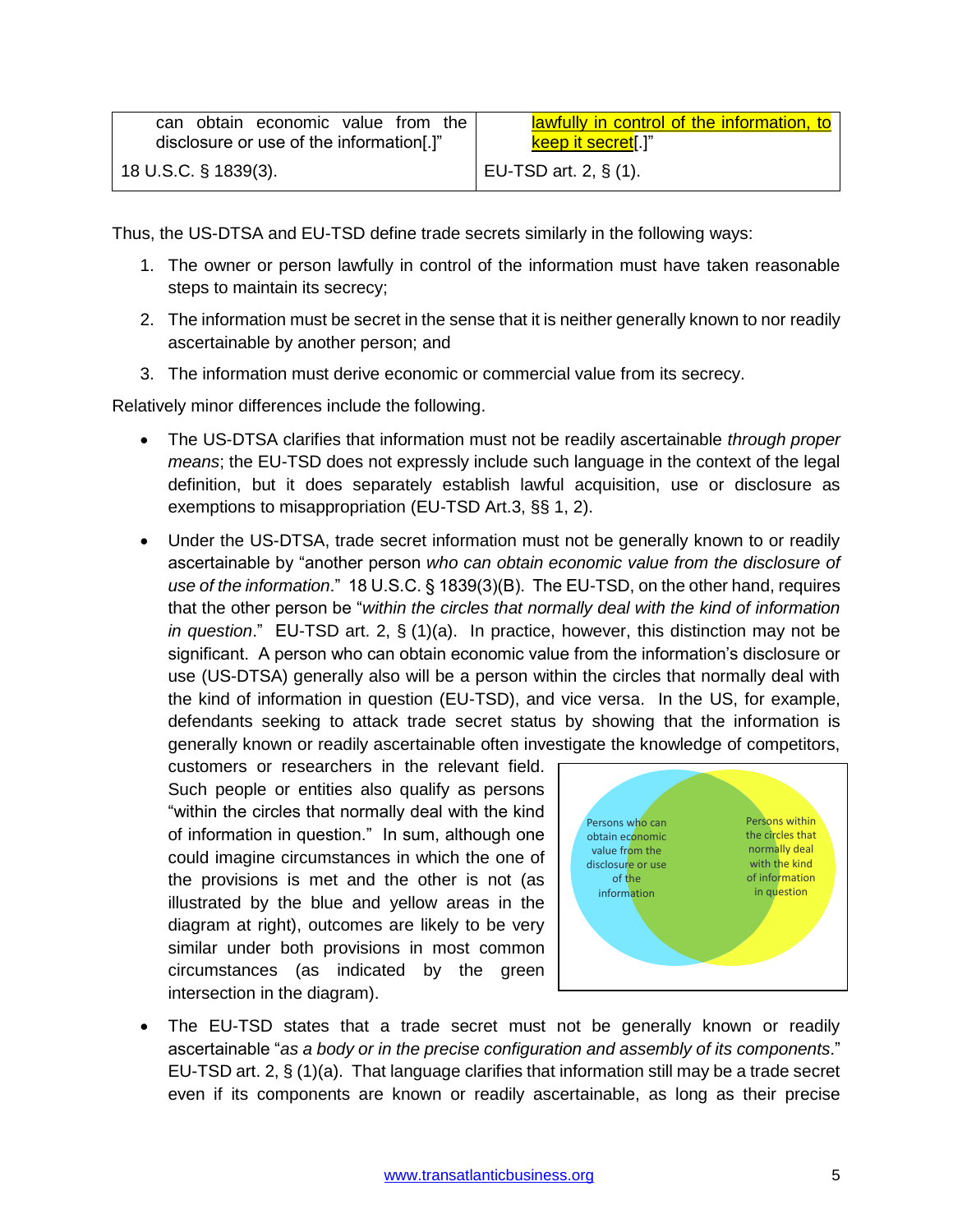| can obtain economic value from the disclosure or use of the information[.]" | lawfully in control of the information, to keep it secret[.]" |
|---|---|
| 18 U.S.C. § 1839(3). | EU-TSD art. 2, § (1). |

Thus, the US-DTSA and EU-TSD define trade secrets similarly in the following ways:

1. The owner or person lawfully in control of the information must have taken reasonable steps to maintain its secrecy;
2. The information must be secret in the sense that it is neither generally known to nor readily ascertainable by another person; and
3. The information must derive economic or commercial value from its secrecy.

Relatively minor differences include the following.

- The US-DTSA clarifies that information must not be readily ascertainable *through proper means*; the EU-TSD does not expressly include such language in the context of the legal definition, but it does separately establish lawful acquisition, use or disclosure as exemptions to misappropriation (EU-TSD Art.3, §§ 1, 2).
- Under the US-DTSA, trade secret information must not be generally known to or readily ascertainable by "another person *who can obtain economic value from the disclosure of use of the information*." 18 U.S.C. § 1839(3)(B). The EU-TSD, on the other hand, requires that the other person be "*within the circles that normally deal with the kind of information in question*." EU-TSD art. 2, § (1)(a). In practice, however, this distinction may not be significant. A person who can obtain economic value from the information's disclosure or use (US-DTSA) generally also will be a person within the circles that normally deal with the kind of information in question (EU-TSD), and vice versa. In the US, for example, defendants seeking to attack trade secret status by showing that the information is generally known or readily ascertainable often investigate the knowledge of competitors, customers or researchers in the relevant field. Such people or entities also qualify as persons "within the circles that normally deal with the kind of information in question." In sum, although one could imagine circumstances in which the one of the provisions is met and the other is not (as illustrated by the blue and yellow areas in the diagram at right), outcomes are likely to be very similar under both provisions in most common circumstances (as indicated by the green intersection in the diagram).

Persons who can obtain economic value from the disclosure or use of the information

Persons within the circles that normally deal with the kind of information in question

- The EU-TSD states that a trade secret must not be generally known or readily ascertainable "*as a body or in the precise configuration and assembly of its components*." EU-TSD art. 2, § (1)(a). That language clarifies that information still may be a trade secret even if its components are known or readily ascertainable, as long as their precise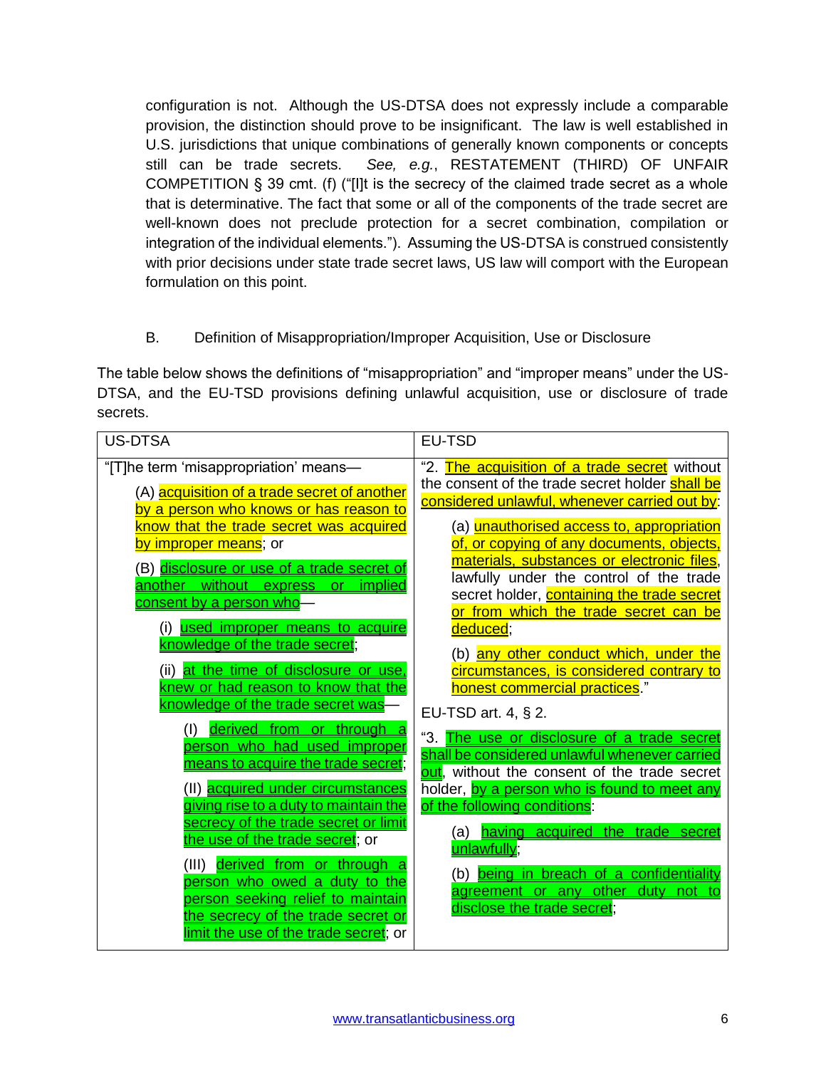configuration is not. Although the US-DTSA does not expressly include a comparable provision, the distinction should prove to be insignificant. The law is well established in U.S. jurisdictions that unique combinations of generally known components or concepts still can be trade secrets. *See, e.g.*, RESTATEMENT (THIRD) OF UNFAIR COMPETITION § 39 cmt. (f) ("[I]t is the secrecy of the claimed trade secret as a whole that is determinative. The fact that some or all of the components of the trade secret are well-known does not preclude protection for a secret combination, compilation or integration of the individual elements."). Assuming the US-DTSA is construed consistently with prior decisions under state trade secret laws, US law will comport with the European formulation on this point.

B. Definition of Misappropriation/Improper Acquisition, Use or Disclosure

The table below shows the definitions of "misappropriation" and "improper means" under the US-DTSA, and the EU-TSD provisions defining unlawful acquisition, use or disclosure of trade secrets.

| US-DTSA | EU-TSD |
|---|---|
| "[T]he term 'misappropriation' means—<br><br>(A) acquisition of a trade secret of another by a person who knows or has reason to know that the trade secret was acquired by improper means; or<br><br>(B) disclosure or use of a trade secret of another without express or implied consent by a person who—<br><br>(i) used improper means to acquire knowledge of the trade secret;<br><br>(ii) at the time of disclosure or use, knew or had reason to know that the knowledge of the trade secret was—<br><br>(I) derived from or through a person who had used improper means to acquire the trade secret;<br><br>(II) acquired under circumstances giving rise to a duty to maintain the secrecy of the trade secret or limit the use of the trade secret; or<br><br>(III) derived from or through a person who owed a duty to the person seeking relief to maintain the secrecy of the trade secret or limit the use of the trade secret; or | "2. The acquisition of a trade secret without the consent of the trade secret holder shall be considered unlawful, whenever carried out by:<br><br>(a) unauthorised access to, appropriation of, or copying of any documents, objects, materials, substances or electronic files, lawfully under the control of the trade secret holder, containing the trade secret or from which the trade secret can be deduced;<br><br>(b) any other conduct which, under the circumstances, is considered contrary to honest commercial practices."<br><br>EU-TSD art. 4, § 2.<br><br>"3. The use or disclosure of a trade secret shall be considered unlawful whenever carried out, without the consent of the trade secret holder, by a person who is found to meet any of the following conditions:<br><br>(a) having acquired the trade secret unlawfully;<br><br>(b) being in breach of a confidentiality agreement or any other duty not to disclose the trade secret; |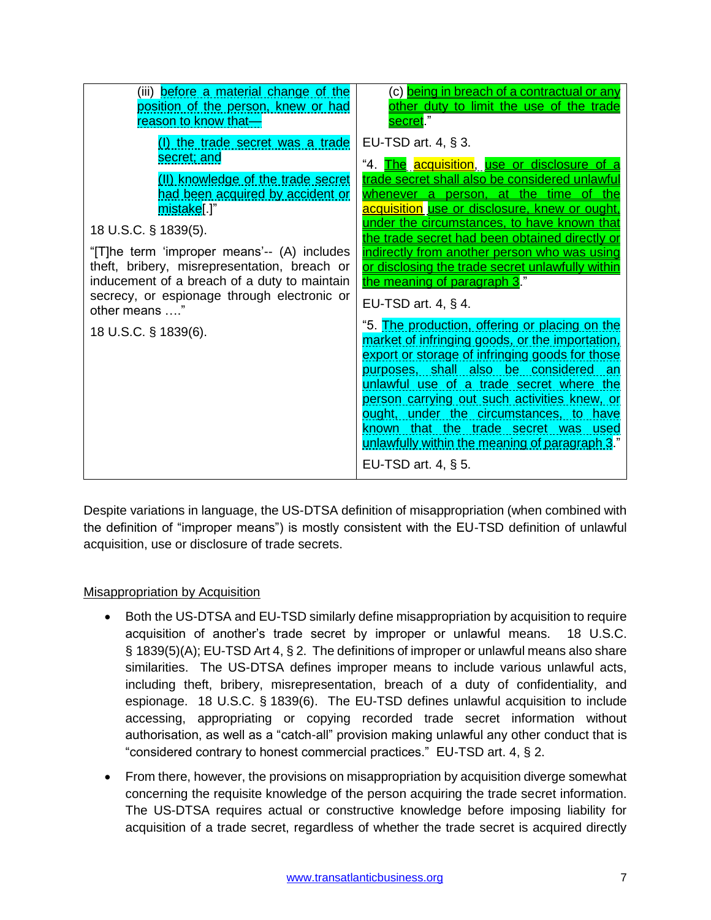| | |
|---|---|
| (iii) before a material change of the position of the person, knew or had reason to know that—<br><br>(I) the trade secret was a trade secret; and<br><br>(II) knowledge of the trade secret had been acquired by accident or mistake[.]"<br><br>18 U.S.C. § 1839(5).<br><br>"[T]he term 'improper means'-- (A) includes theft, bribery, misrepresentation, breach or inducement of a breach of a duty to maintain secrecy, or espionage through electronic or other means …."<br><br>18 U.S.C. § 1839(6). | (c) being in breach of a contractual or any other duty to limit the use of the trade secret."<br><br>EU-TSD art. 4, § 3.<br><br>"4. The acquisition, use or disclosure of a trade secret shall also be considered unlawful whenever a person, at the time of the acquisition use or disclosure, knew or ought, under the circumstances, to have known that the trade secret had been obtained directly or indirectly from another person who was using or disclosing the trade secret unlawfully within the meaning of paragraph 3."<br><br>EU-TSD art. 4, § 4.<br><br>"5. The production, offering or placing on the market of infringing goods, or the importation, export or storage of infringing goods for those purposes, shall also be considered an unlawful use of a trade secret where the person carrying out such activities knew, or ought, under the circumstances, to have known that the trade secret was used unlawfully within the meaning of paragraph 3."<br><br>EU-TSD art. 4, § 5. |

Despite variations in language, the US-DTSA definition of misappropriation (when combined with the definition of "improper means") is mostly consistent with the EU-TSD definition of unlawful acquisition, use or disclosure of trade secrets.

Misappropriation by Acquisition

- Both the US-DTSA and EU-TSD similarly define misappropriation by acquisition to require acquisition of another's trade secret by improper or unlawful means. 18 U.S.C. § 1839(5)(A); EU-TSD Art 4, § 2. The definitions of improper or unlawful means also share similarities. The US-DTSA defines improper means to include various unlawful acts, including theft, bribery, misrepresentation, breach of a duty of confidentiality, and espionage. 18 U.S.C. § 1839(6). The EU-TSD defines unlawful acquisition to include accessing, appropriating or copying recorded trade secret information without authorisation, as well as a "catch-all" provision making unlawful any other conduct that is "considered contrary to honest commercial practices." EU-TSD art. 4, § 2.
- From there, however, the provisions on misappropriation by acquisition diverge somewhat concerning the requisite knowledge of the person acquiring the trade secret information. The US-DTSA requires actual or constructive knowledge before imposing liability for acquisition of a trade secret, regardless of whether the trade secret is acquired directly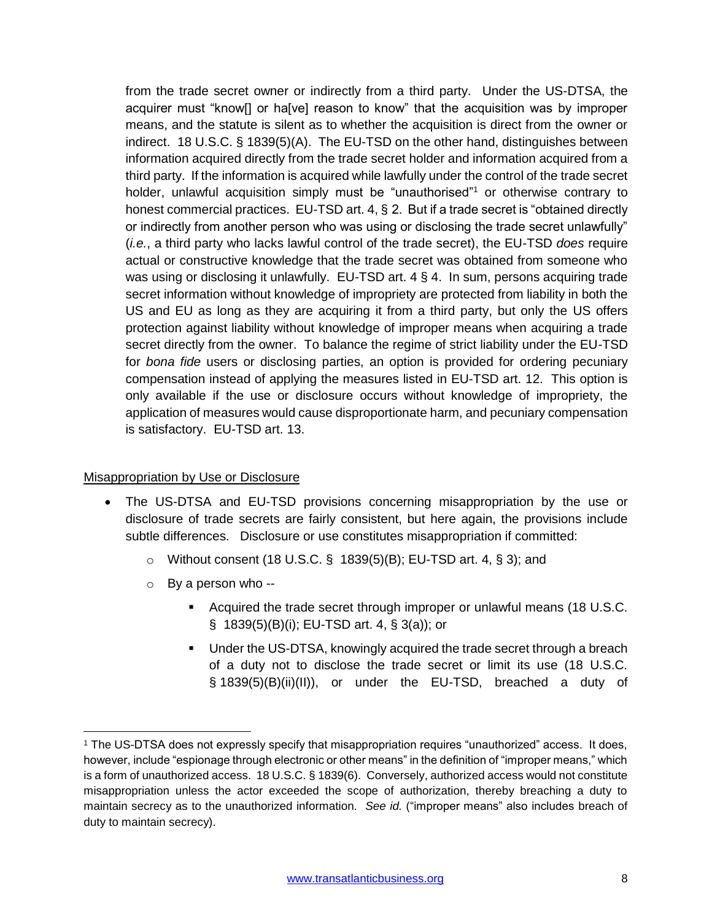from the trade secret owner or indirectly from a third party. Under the US-DTSA, the acquirer must "know[] or ha[ve] reason to know" that the acquisition was by improper means, and the statute is silent as to whether the acquisition is direct from the owner or indirect. 18 U.S.C. § 1839(5)(A). The EU-TSD on the other hand, distinguishes between information acquired directly from the trade secret holder and information acquired from a third party. If the information is acquired while lawfully under the control of the trade secret holder, unlawful acquisition simply must be "unauthorised"[1] or otherwise contrary to honest commercial practices. EU-TSD art. 4, § 2. But if a trade secret is "obtained directly or indirectly from another person who was using or disclosing the trade secret unlawfully" (*i.e.*, a third party who lacks lawful control of the trade secret), the EU-TSD *does* require actual or constructive knowledge that the trade secret was obtained from someone who was using or disclosing it unlawfully. EU-TSD art. 4 § 4. In sum, persons acquiring trade secret information without knowledge of impropriety are protected from liability in both the US and EU as long as they are acquiring it from a third party, but only the US offers protection against liability without knowledge of improper means when acquiring a trade secret directly from the owner. To balance the regime of strict liability under the EU-TSD for *bona fide* users or disclosing parties, an option is provided for ordering pecuniary compensation instead of applying the measures listed in EU-TSD art. 12. This option is only available if the use or disclosure occurs without knowledge of impropriety, the application of measures would cause disproportionate harm, and pecuniary compensation is satisfactory. EU-TSD art. 13.

<u>Misappropriation by Use or Disclosure</u>

- The US-DTSA and EU-TSD provisions concerning misappropriation by the use or disclosure of trade secrets are fairly consistent, but here again, the provisions include subtle differences. Disclosure or use constitutes misappropriation if committed:
  - Without consent (18 U.S.C. § 1839(5)(B); EU-TSD art. 4, § 3); and
  - By a person who --
    - Acquired the trade secret through improper or unlawful means (18 U.S.C. § 1839(5)(B)(i); EU-TSD art. 4, § 3(a)); or
    - Under the US-DTSA, knowingly acquired the trade secret through a breach of a duty not to disclose the trade secret or limit its use (18 U.S.C. § 1839(5)(B)(ii)(II)), or under the EU-TSD, breached a duty of

---

[1] The US-DTSA does not expressly specify that misappropriation requires "unauthorized" access. It does, however, include "espionage through electronic or other means" in the definition of "improper means," which is a form of unauthorized access. 18 U.S.C. § 1839(6). Conversely, authorized access would not constitute misappropriation unless the actor exceeded the scope of authorization, thereby breaching a duty to maintain secrecy as to the unauthorized information. *See id.* ("improper means" also includes breach of duty to maintain secrecy).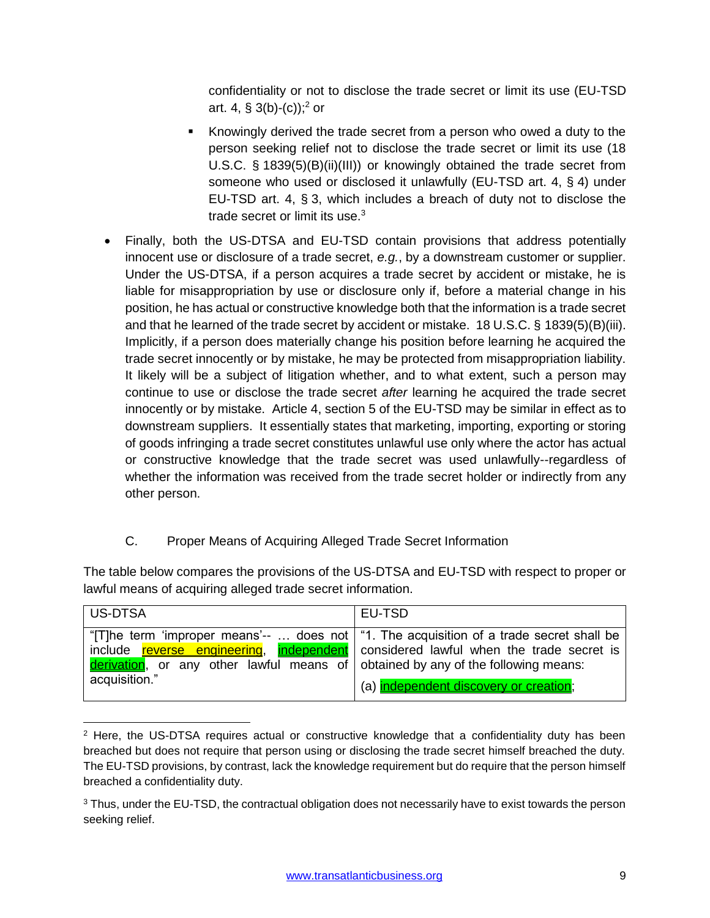confidentiality or not to disclose the trade secret or limit its use (EU-TSD art. 4, § 3(b)-(c));[2] or

- Knowingly derived the trade secret from a person who owed a duty to the person seeking relief not to disclose the trade secret or limit its use (18 U.S.C. § 1839(5)(B)(ii)(III)) or knowingly obtained the trade secret from someone who used or disclosed it unlawfully (EU-TSD art. 4, § 4) under EU-TSD art. 4, § 3, which includes a breach of duty not to disclose the trade secret or limit its use.[3]

- Finally, both the US-DTSA and EU-TSD contain provisions that address potentially innocent use or disclosure of a trade secret, *e.g.*, by a downstream customer or supplier. Under the US-DTSA, if a person acquires a trade secret by accident or mistake, he is liable for misappropriation by use or disclosure only if, before a material change in his position, he has actual or constructive knowledge both that the information is a trade secret and that he learned of the trade secret by accident or mistake. 18 U.S.C. § 1839(5)(B)(iii). Implicitly, if a person does materially change his position before learning he acquired the trade secret innocently or by mistake, he may be protected from misappropriation liability. It likely will be a subject of litigation whether, and to what extent, such a person may continue to use or disclose the trade secret *after* learning he acquired the trade secret innocently or by mistake. Article 4, section 5 of the EU-TSD may be similar in effect as to downstream suppliers. It essentially states that marketing, importing, exporting or storing of goods infringing a trade secret constitutes unlawful use only where the actor has actual or constructive knowledge that the trade secret was used unlawfully--regardless of whether the information was received from the trade secret holder or indirectly from any other person.

C. Proper Means of Acquiring Alleged Trade Secret Information

The table below compares the provisions of the US-DTSA and EU-TSD with respect to proper or lawful means of acquiring alleged trade secret information.

| US-DTSA | EU-TSD |
|---|---|
| "[T]he term 'improper means'-- … does not include reverse engineering, independent derivation, or any other lawful means of acquisition." | "1. The acquisition of a trade secret shall be considered lawful when the trade secret is obtained by any of the following means:<br>(a) independent discovery or creation; |

[2] Here, the US-DTSA requires actual or constructive knowledge that a confidentiality duty has been breached but does not require that person using or disclosing the trade secret himself breached the duty. The EU-TSD provisions, by contrast, lack the knowledge requirement but do require that the person himself breached a confidentiality duty.

[3] Thus, under the EU-TSD, the contractual obligation does not necessarily have to exist towards the person seeking relief.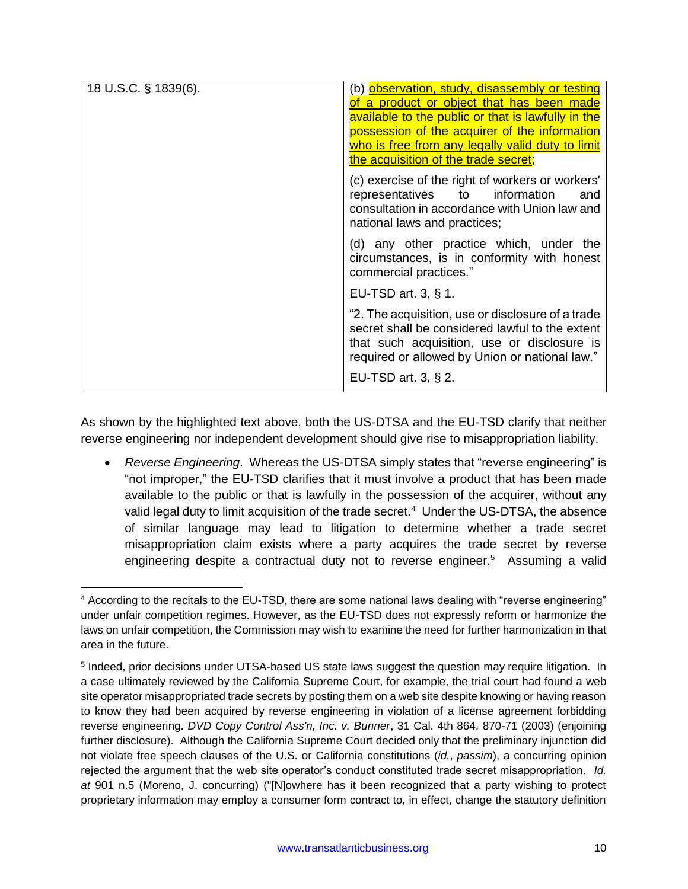| 18 U.S.C. § 1839(6). | (b) observation, study, disassembly or testing of a product or object that has been made available to the public or that is lawfully in the possession of the acquirer of the information who is free from any legally valid duty to limit the acquisition of the trade secret;<br><br>(c) exercise of the right of workers or workers' representatives to information and consultation in accordance with Union law and national laws and practices;<br><br>(d) any other practice which, under the circumstances, is in conformity with honest commercial practices."<br><br>EU-TSD art. 3, § 1.<br><br>"2. The acquisition, use or disclosure of a trade secret shall be considered lawful to the extent that such acquisition, use or disclosure is required or allowed by Union or national law."<br><br>EU-TSD art. 3, § 2. |
|---|---|

As shown by the highlighted text above, both the US-DTSA and the EU-TSD clarify that neither reverse engineering nor independent development should give rise to misappropriation liability.

- *Reverse Engineering*. Whereas the US-DTSA simply states that "reverse engineering" is "not improper," the EU-TSD clarifies that it must involve a product that has been made available to the public or that is lawfully in the possession of the acquirer, without any valid legal duty to limit acquisition of the trade secret.[4] Under the US-DTSA, the absence of similar language may lead to litigation to determine whether a trade secret misappropriation claim exists where a party acquires the trade secret by reverse engineering despite a contractual duty not to reverse engineer.[5] Assuming a valid

[4] According to the recitals to the EU-TSD, there are some national laws dealing with "reverse engineering" under unfair competition regimes. However, as the EU-TSD does not expressly reform or harmonize the laws on unfair competition, the Commission may wish to examine the need for further harmonization in that area in the future.

[5] Indeed, prior decisions under UTSA-based US state laws suggest the question may require litigation. In a case ultimately reviewed by the California Supreme Court, for example, the trial court had found a web site operator misappropriated trade secrets by posting them on a web site despite knowing or having reason to know they had been acquired by reverse engineering in violation of a license agreement forbidding reverse engineering. *DVD Copy Control Ass'n, Inc. v. Bunner*, 31 Cal. 4th 864, 870-71 (2003) (enjoining further disclosure). Although the California Supreme Court decided only that the preliminary injunction did not violate free speech clauses of the U.S. or California constitutions (*id.*, *passim*), a concurring opinion rejected the argument that the web site operator's conduct constituted trade secret misappropriation. *Id. at* 901 n.5 (Moreno, J. concurring) ("[N]owhere has it been recognized that a party wishing to protect proprietary information may employ a consumer form contract to, in effect, change the statutory definition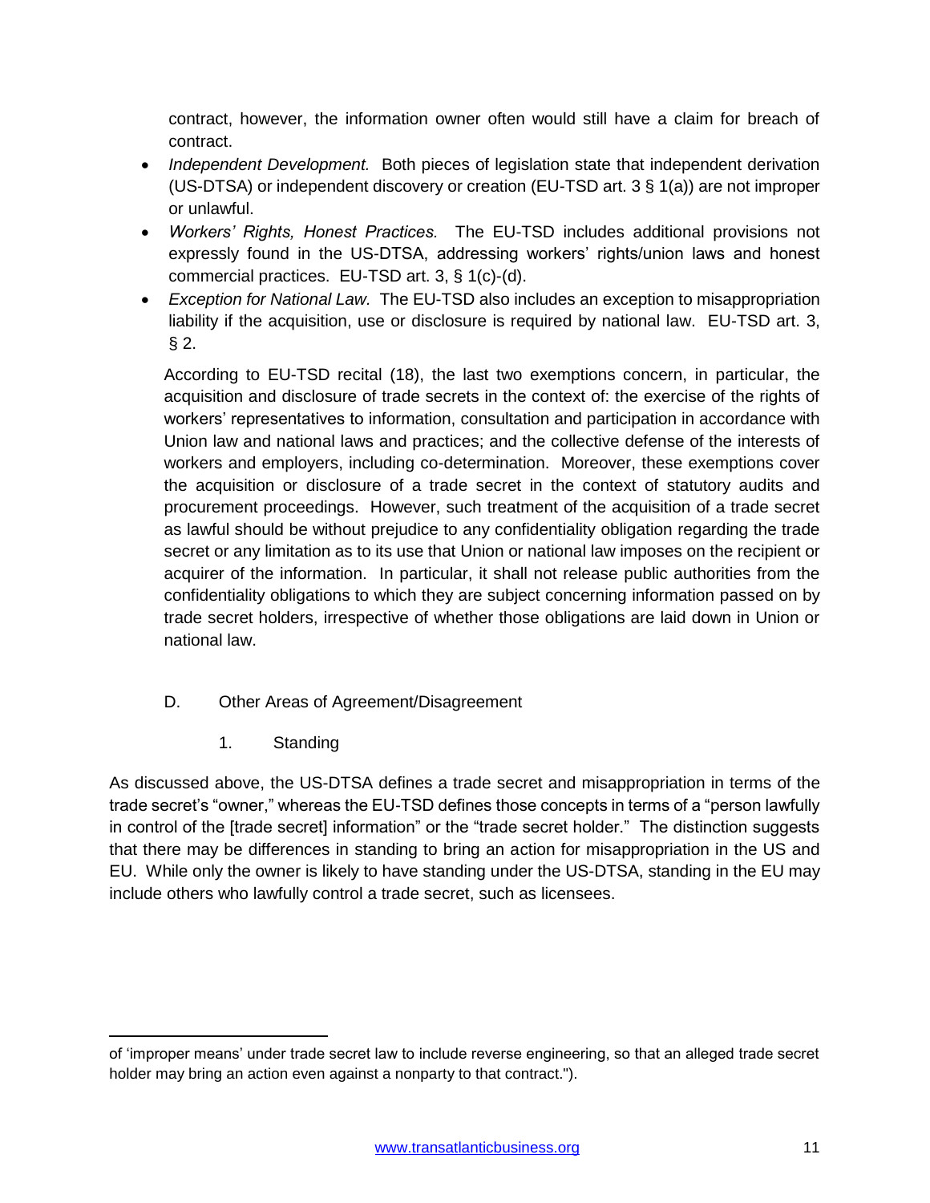contract, however, the information owner often would still have a claim for breach of contract.

- *Independent Development.* Both pieces of legislation state that independent derivation (US-DTSA) or independent discovery or creation (EU-TSD art. 3 § 1(a)) are not improper or unlawful.
- *Workers' Rights, Honest Practices.* The EU-TSD includes additional provisions not expressly found in the US-DTSA, addressing workers' rights/union laws and honest commercial practices. EU-TSD art. 3, § 1(c)-(d).
- *Exception for National Law.* The EU-TSD also includes an exception to misappropriation liability if the acquisition, use or disclosure is required by national law. EU-TSD art. 3, § 2.

According to EU-TSD recital (18), the last two exemptions concern, in particular, the acquisition and disclosure of trade secrets in the context of: the exercise of the rights of workers' representatives to information, consultation and participation in accordance with Union law and national laws and practices; and the collective defense of the interests of workers and employers, including co-determination. Moreover, these exemptions cover the acquisition or disclosure of a trade secret in the context of statutory audits and procurement proceedings. However, such treatment of the acquisition of a trade secret as lawful should be without prejudice to any confidentiality obligation regarding the trade secret or any limitation as to its use that Union or national law imposes on the recipient or acquirer of the information. In particular, it shall not release public authorities from the confidentiality obligations to which they are subject concerning information passed on by trade secret holders, irrespective of whether those obligations are laid down in Union or national law.

### D. Other Areas of Agreement/Disagreement

#### 1. Standing

As discussed above, the US-DTSA defines a trade secret and misappropriation in terms of the trade secret's "owner," whereas the EU-TSD defines those concepts in terms of a "person lawfully in control of the [trade secret] information" or the "trade secret holder." The distinction suggests that there may be differences in standing to bring an action for misappropriation in the US and EU. While only the owner is likely to have standing under the US-DTSA, standing in the EU may include others who lawfully control a trade secret, such as licensees.

---

of 'improper means' under trade secret law to include reverse engineering, so that an alleged trade secret holder may bring an action even against a nonparty to that contract.").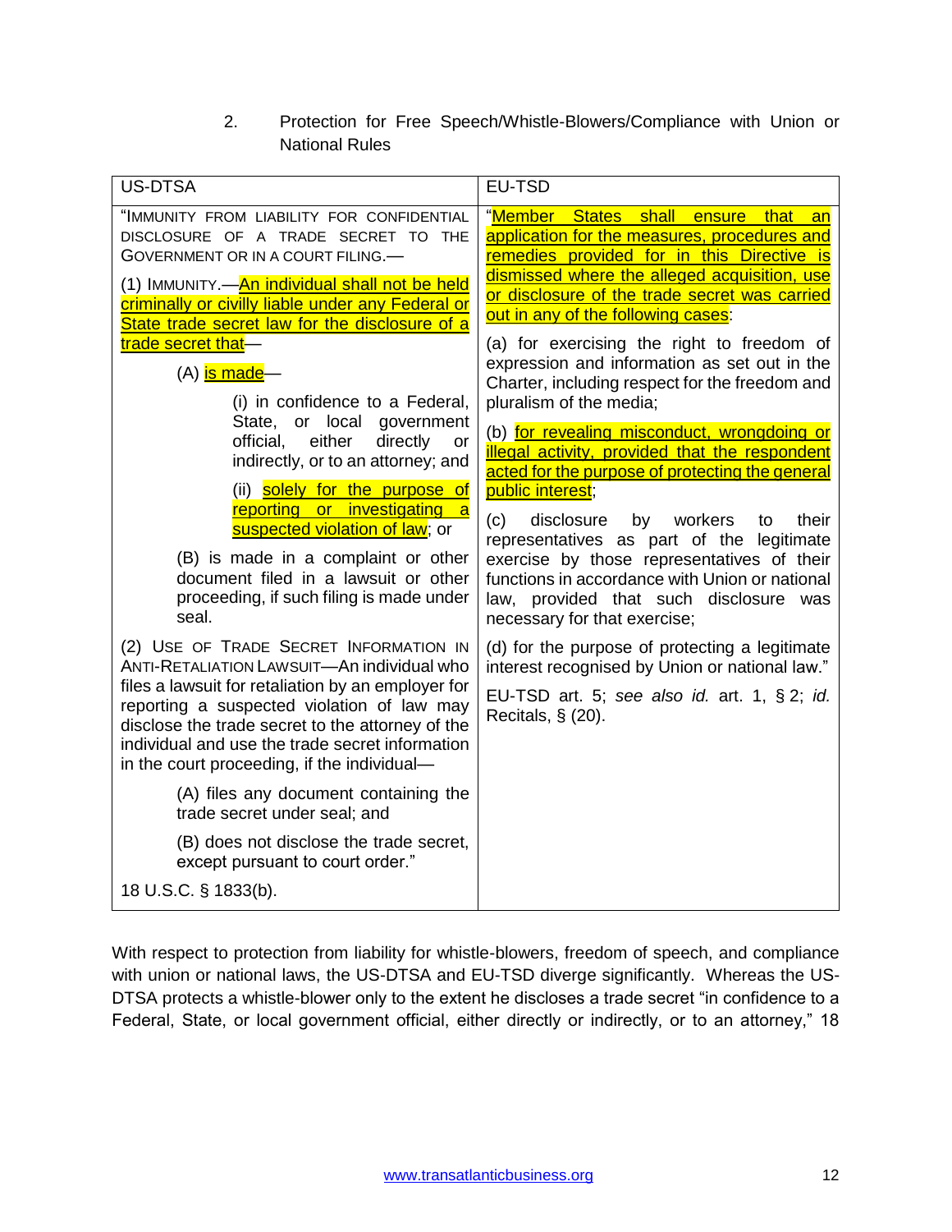2. Protection for Free Speech/Whistle-Blowers/Compliance with Union or National Rules

| US-DTSA | EU-TSD |
|---|---|
| "IMMUNITY FROM LIABILITY FOR CONFIDENTIAL DISCLOSURE OF A TRADE SECRET TO THE GOVERNMENT OR IN A COURT FILING.—<br><br>(1) IMMUNITY.—An individual shall not be held criminally or civilly liable under any Federal or State trade secret law for the disclosure of a trade secret that—<br><br>(A) is made—<br><br>(i) in confidence to a Federal, State, or local government official, either directly or indirectly, or to an attorney; and<br><br>(ii) solely for the purpose of reporting or investigating a suspected violation of law; or<br><br>(B) is made in a complaint or other document filed in a lawsuit or other proceeding, if such filing is made under seal.<br><br>(2) USE OF TRADE SECRET INFORMATION IN ANTI-RETALIATION LAWSUIT—An individual who files a lawsuit for retaliation by an employer for reporting a suspected violation of law may disclose the trade secret to the attorney of the individual and use the trade secret information in the court proceeding, if the individual—<br><br>(A) files any document containing the trade secret under seal; and<br><br>(B) does not disclose the trade secret, except pursuant to court order."<br><br>18 U.S.C. § 1833(b). | "Member States shall ensure that an application for the measures, procedures and remedies provided for in this Directive is dismissed where the alleged acquisition, use or disclosure of the trade secret was carried out in any of the following cases:<br><br>(a) for exercising the right to freedom of expression and information as set out in the Charter, including respect for the freedom and pluralism of the media;<br><br>(b) for revealing misconduct, wrongdoing or illegal activity, provided that the respondent acted for the purpose of protecting the general public interest;<br><br>(c) disclosure by workers to their representatives as part of the legitimate exercise by those representatives of their functions in accordance with Union or national law, provided that such disclosure was necessary for that exercise;<br><br>(d) for the purpose of protecting a legitimate interest recognised by Union or national law."<br><br>EU-TSD art. 5; *see also id.* art. 1, § 2; *id.* Recitals, § (20). |

With respect to protection from liability for whistle-blowers, freedom of speech, and compliance with union or national laws, the US-DTSA and EU-TSD diverge significantly. Whereas the US-DTSA protects a whistle-blower only to the extent he discloses a trade secret "in confidence to a Federal, State, or local government official, either directly or indirectly, or to an attorney," 18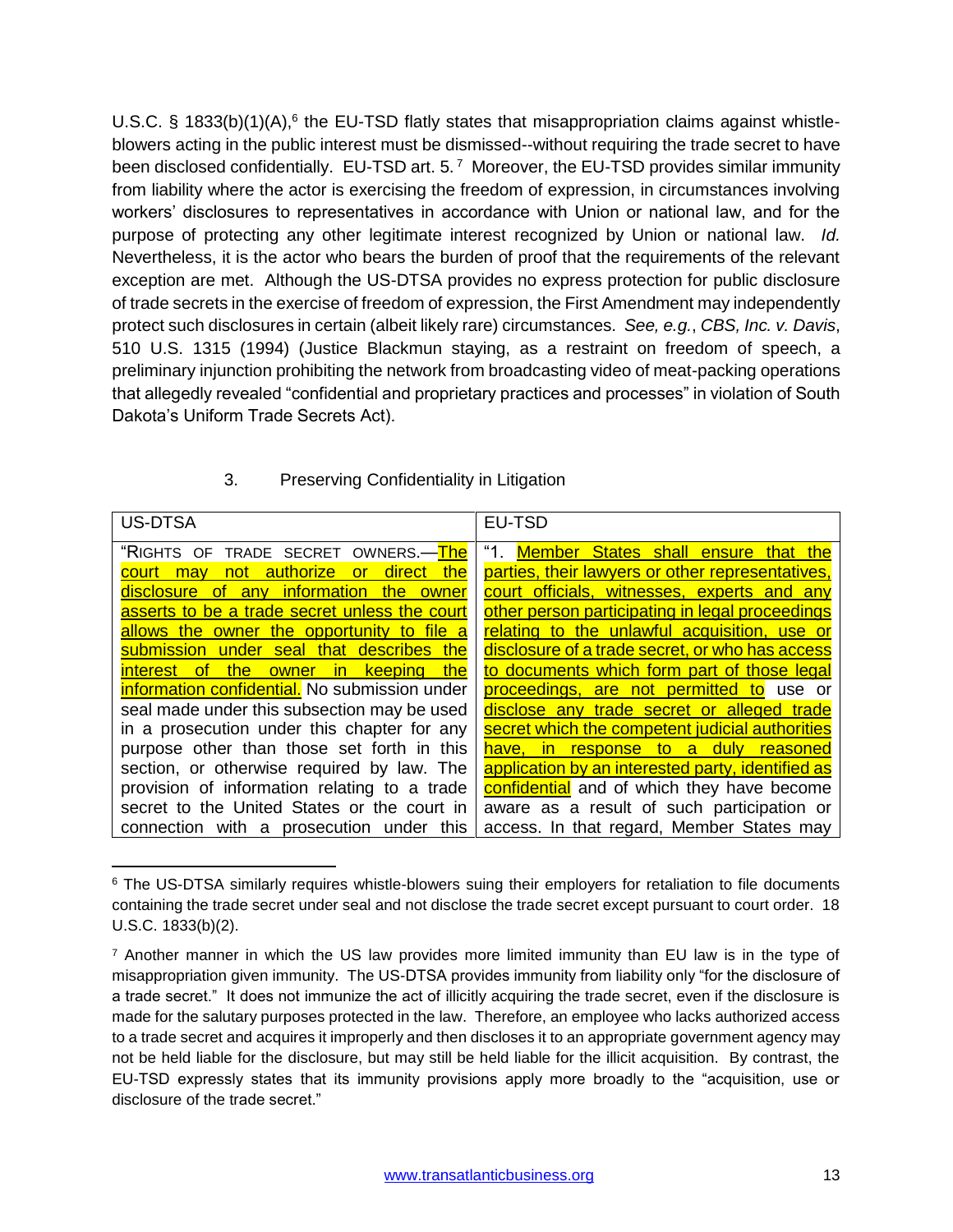U.S.C. § 1833(b)(1)(A),[6] the EU-TSD flatly states that misappropriation claims against whistle-blowers acting in the public interest must be dismissed--without requiring the trade secret to have been disclosed confidentially. EU-TSD art. 5.[7] Moreover, the EU-TSD provides similar immunity from liability where the actor is exercising the freedom of expression, in circumstances involving workers' disclosures to representatives in accordance with Union or national law, and for the purpose of protecting any other legitimate interest recognized by Union or national law. *Id.* Nevertheless, it is the actor who bears the burden of proof that the requirements of the relevant exception are met. Although the US-DTSA provides no express protection for public disclosure of trade secrets in the exercise of freedom of expression, the First Amendment may independently protect such disclosures in certain (albeit likely rare) circumstances. *See, e.g.*, *CBS, Inc. v. Davis*, 510 U.S. 1315 (1994) (Justice Blackmun staying, as a restraint on freedom of speech, a preliminary injunction prohibiting the network from broadcasting video of meat-packing operations that allegedly revealed "confidential and proprietary practices and processes" in violation of South Dakota's Uniform Trade Secrets Act).

### 3. Preserving Confidentiality in Litigation

| US-DTSA | EU-TSD |
|---|---|
| "RIGHTS OF TRADE SECRET OWNERS.—The court may not authorize or direct the disclosure of any information the owner asserts to be a trade secret unless the court allows the owner the opportunity to file a submission under seal that describes the interest of the owner in keeping the information confidential. No submission under seal made under this subsection may be used in a prosecution under this chapter for any purpose other than those set forth in this section, or otherwise required by law. The provision of information relating to a trade secret to the United States or the court in connection with a prosecution under this | "1. Member States shall ensure that the parties, their lawyers or other representatives, court officials, witnesses, experts and any other person participating in legal proceedings relating to the unlawful acquisition, use or disclosure of a trade secret, or who has access to documents which form part of those legal proceedings, are not permitted to use or disclose any trade secret or alleged trade secret which the competent judicial authorities have, in response to a duly reasoned application by an interested party, identified as confidential and of which they have become aware as a result of such participation or access. In that regard, Member States may |

[6] The US-DTSA similarly requires whistle-blowers suing their employers for retaliation to file documents containing the trade secret under seal and not disclose the trade secret except pursuant to court order. 18 U.S.C. 1833(b)(2).

[7] Another manner in which the US law provides more limited immunity than EU law is in the type of misappropriation given immunity. The US-DTSA provides immunity from liability only "for the disclosure of a trade secret." It does not immunize the act of illicitly acquiring the trade secret, even if the disclosure is made for the salutary purposes protected in the law. Therefore, an employee who lacks authorized access to a trade secret and acquires it improperly and then discloses it to an appropriate government agency may not be held liable for the disclosure, but may still be held liable for the illicit acquisition. By contrast, the EU-TSD expressly states that its immunity provisions apply more broadly to the "acquisition, use or disclosure of the trade secret."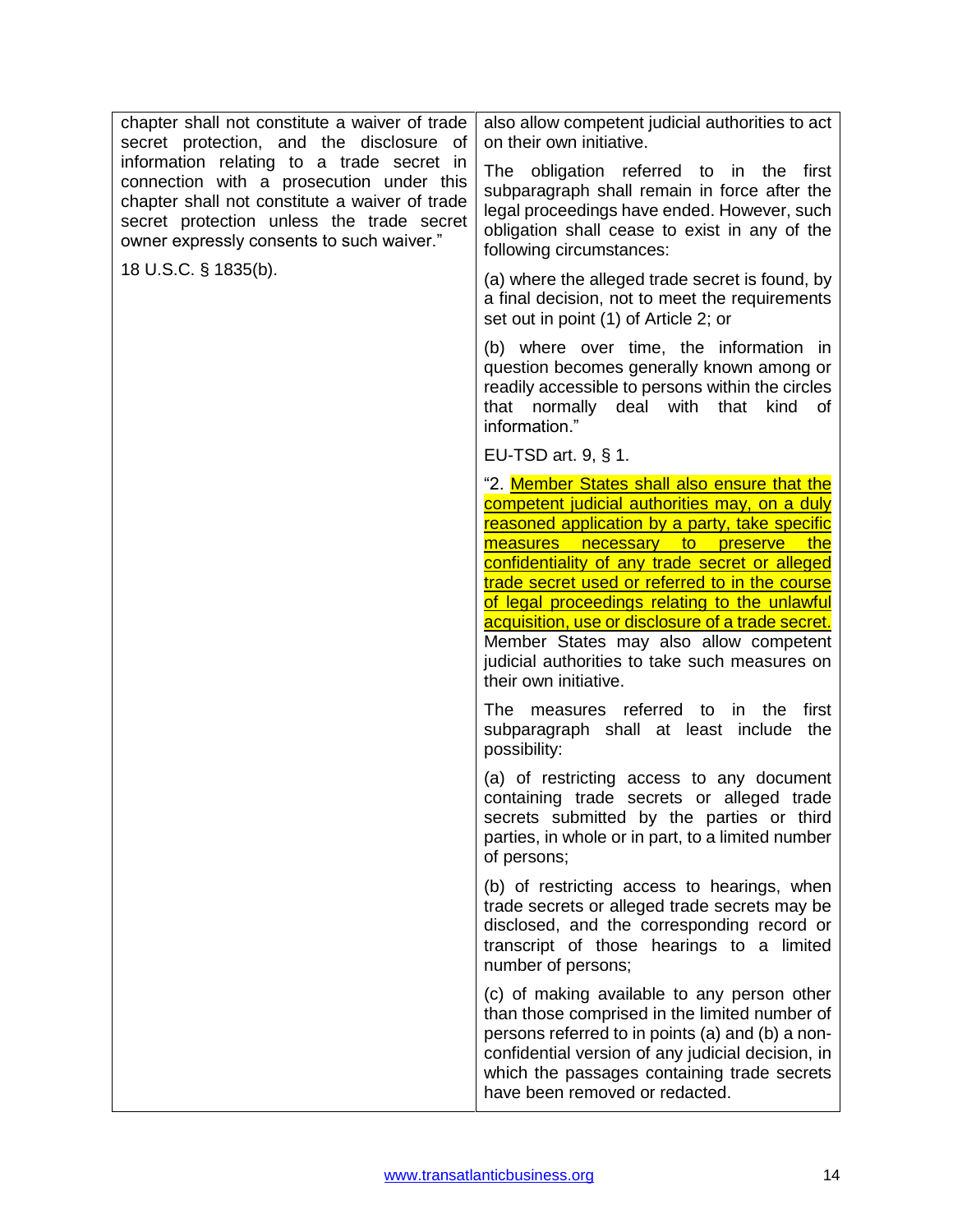| | |
|---|---|
| chapter shall not constitute a waiver of trade secret protection, and the disclosure of information relating to a trade secret in connection with a prosecution under this chapter shall not constitute a waiver of trade secret protection unless the trade secret owner expressly consents to such waiver."<br><br>18 U.S.C. § 1835(b). | also allow competent judicial authorities to act on their own initiative.<br><br>The obligation referred to in the first subparagraph shall remain in force after the legal proceedings have ended. However, such obligation shall cease to exist in any of the following circumstances:<br><br>(a) where the alleged trade secret is found, by a final decision, not to meet the requirements set out in point (1) of Article 2; or<br><br>(b) where over time, the information in question becomes generally known among or readily accessible to persons within the circles that normally deal with that kind of information."<br><br>EU-TSD art. 9, § 1.<br><br>"2. <u>Member States shall also ensure that the competent judicial authorities may, on a duly reasoned application by a party, take specific measures necessary to preserve the confidentiality of any trade secret or alleged trade secret used or referred to in the course of legal proceedings relating to the unlawful acquisition, use or disclosure of a trade secret.</u> Member States may also allow competent judicial authorities to take such measures on their own initiative.<br><br>The measures referred to in the first subparagraph shall at least include the possibility:<br><br>(a) of restricting access to any document containing trade secrets or alleged trade secrets submitted by the parties or third parties, in whole or in part, to a limited number of persons;<br><br>(b) of restricting access to hearings, when trade secrets or alleged trade secrets may be disclosed, and the corresponding record or transcript of those hearings to a limited number of persons;<br><br>(c) of making available to any person other than those comprised in the limited number of persons referred to in points (a) and (b) a non-confidential version of any judicial decision, in which the passages containing trade secrets have been removed or redacted. |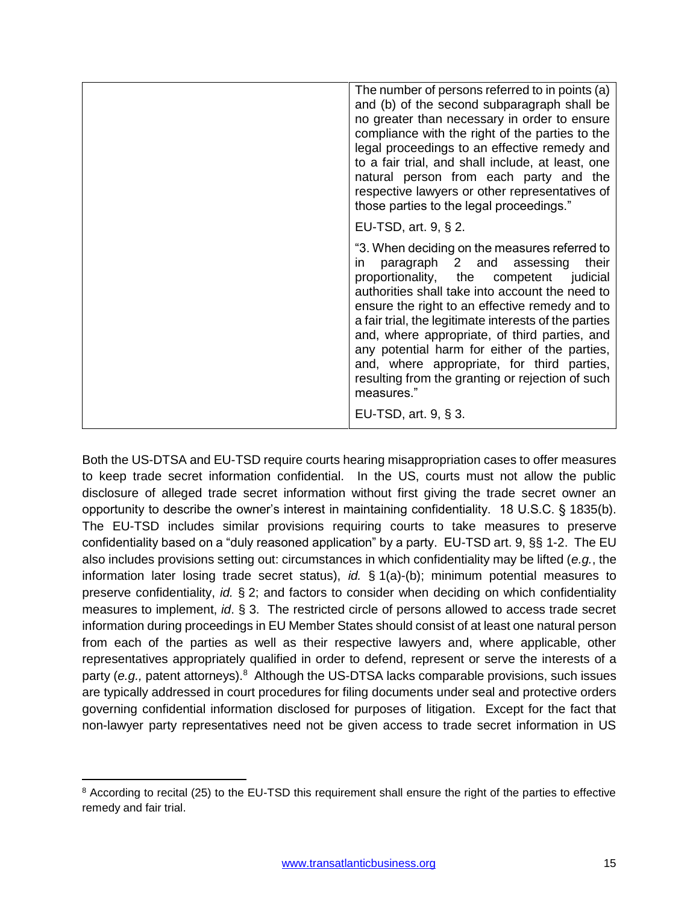| | |
|---|---|
| | The number of persons referred to in points (a) and (b) of the second subparagraph shall be no greater than necessary in order to ensure compliance with the right of the parties to the legal proceedings to an effective remedy and to a fair trial, and shall include, at least, one natural person from each party and the respective lawyers or other representatives of those parties to the legal proceedings."<br><br>EU-TSD, art. 9, § 2. |
| | "3. When deciding on the measures referred to in paragraph 2 and assessing their proportionality, the competent judicial authorities shall take into account the need to ensure the right to an effective remedy and to a fair trial, the legitimate interests of the parties and, where appropriate, of third parties, and any potential harm for either of the parties, and, where appropriate, for third parties, resulting from the granting or rejection of such measures."<br><br>EU-TSD, art. 9, § 3. |

Both the US-DTSA and EU-TSD require courts hearing misappropriation cases to offer measures to keep trade secret information confidential. In the US, courts must not allow the public disclosure of alleged trade secret information without first giving the trade secret owner an opportunity to describe the owner's interest in maintaining confidentiality. 18 U.S.C. § 1835(b). The EU-TSD includes similar provisions requiring courts to take measures to preserve confidentiality based on a "duly reasoned application" by a party. EU-TSD art. 9, §§ 1-2. The EU also includes provisions setting out: circumstances in which confidentiality may be lifted (*e.g.*, the information later losing trade secret status), *id.* § 1(a)-(b); minimum potential measures to preserve confidentiality, *id.* § 2; and factors to consider when deciding on which confidentiality measures to implement, *id*. § 3. The restricted circle of persons allowed to access trade secret information during proceedings in EU Member States should consist of at least one natural person from each of the parties as well as their respective lawyers and, where applicable, other representatives appropriately qualified in order to defend, represent or serve the interests of a party (*e.g.,* patent attorneys).[8] Although the US-DTSA lacks comparable provisions, such issues are typically addressed in court procedures for filing documents under seal and protective orders governing confidential information disclosed for purposes of litigation. Except for the fact that non-lawyer party representatives need not be given access to trade secret information in US

[8] According to recital (25) to the EU-TSD this requirement shall ensure the right of the parties to effective remedy and fair trial.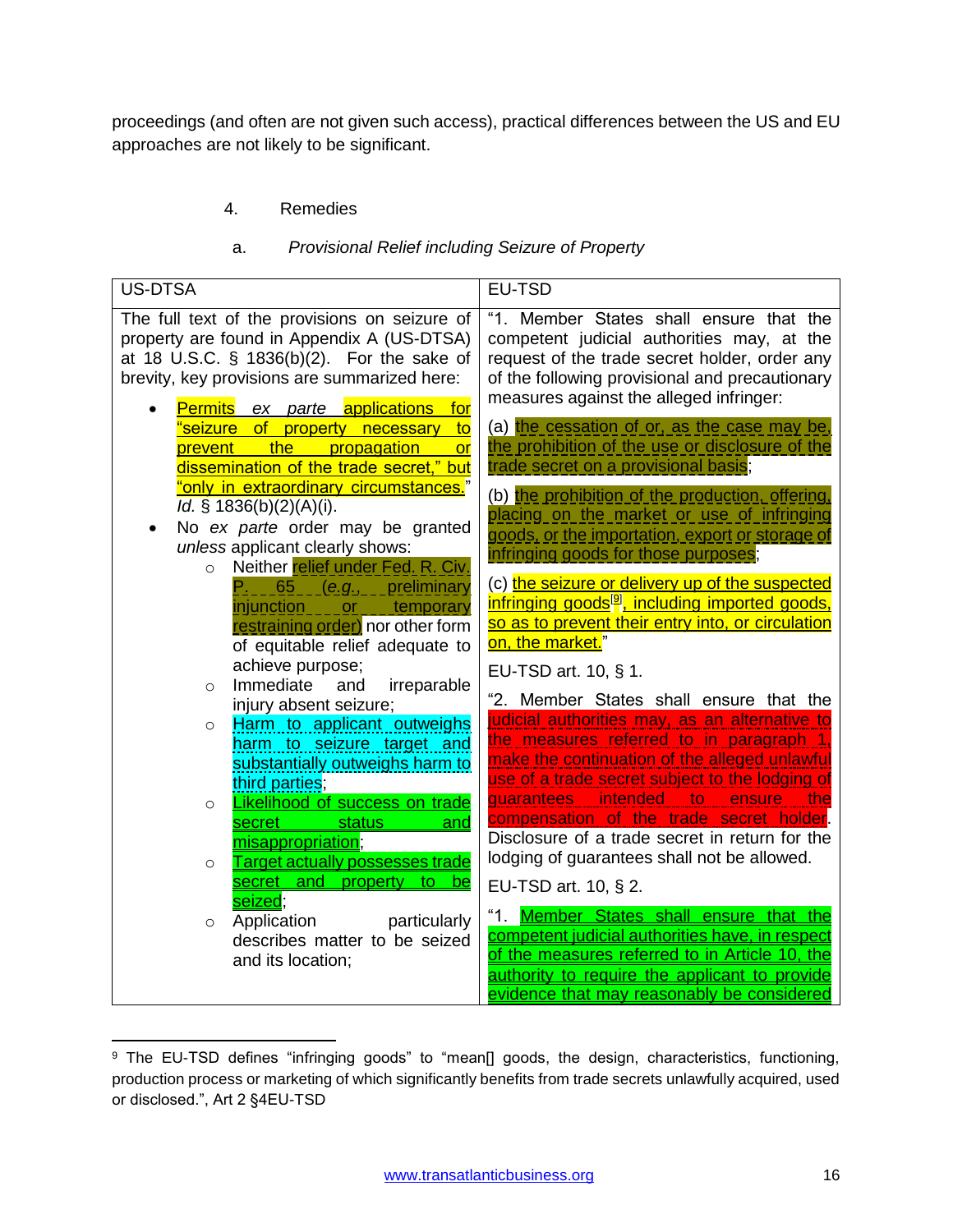proceedings (and often are not given such access), practical differences between the US and EU approaches are not likely to be significant.

4. Remedies

a. *Provisional Relief including Seizure of Property*

| US-DTSA | EU-TSD |
|---|---|
| The full text of the provisions on seizure of property are found in Appendix A (US-DTSA) at 18 U.S.C. § 1836(b)(2). For the sake of brevity, key provisions are summarized here:<br><br>• Permits *ex parte* applications for "seizure of property necessary to prevent the propagation or dissemination of the trade secret," but "only in extraordinary circumstances." *Id.* § 1836(b)(2)(A)(i).<br>• No *ex parte* order may be granted *unless* applicant clearly shows:<br>  ○ Neither relief under Fed. R. Civ. P. 65 (*e.g.*, preliminary injunction or temporary restraining order) nor other form of equitable relief adequate to achieve purpose;<br>  ○ Immediate and irreparable injury absent seizure;<br>  ○ Harm to applicant outweighs harm to seizure target and substantially outweighs harm to third parties;<br>  ○ Likelihood of success on trade secret status and misappropriation;<br>  ○ Target actually possesses trade secret and property to be seized;<br>  ○ Application particularly describes matter to be seized and its location; | "1. Member States shall ensure that the competent judicial authorities may, at the request of the trade secret holder, order any of the following provisional and precautionary measures against the alleged infringer:<br><br>(a) the cessation of or, as the case may be, the prohibition of the use or disclosure of the trade secret on a provisional basis;<br><br>(b) the prohibition of the production, offering, placing on the market or use of infringing goods, or the importation, export or storage of infringing goods for those purposes;<br><br>(c) the seizure or delivery up of the suspected infringing goods[9], including imported goods, so as to prevent their entry into, or circulation on, the market."<br><br>EU-TSD art. 10, § 1.<br><br>"2. Member States shall ensure that the judicial authorities may, as an alternative to the measures referred to in paragraph 1, make the continuation of the alleged unlawful use of a trade secret subject to the lodging of guarantees intended to ensure the compensation of the trade secret holder. Disclosure of a trade secret in return for the lodging of guarantees shall not be allowed.<br><br>EU-TSD art. 10, § 2.<br><br>"1. Member States shall ensure that the competent judicial authorities have, in respect of the measures referred to in Article 10, the authority to require the applicant to provide evidence that may reasonably be considered |

[9] The EU-TSD defines "infringing goods" to "mean[] goods, the design, characteristics, functioning, production process or marketing of which significantly benefits from trade secrets unlawfully acquired, used or disclosed.", Art 2 §4EU-TSD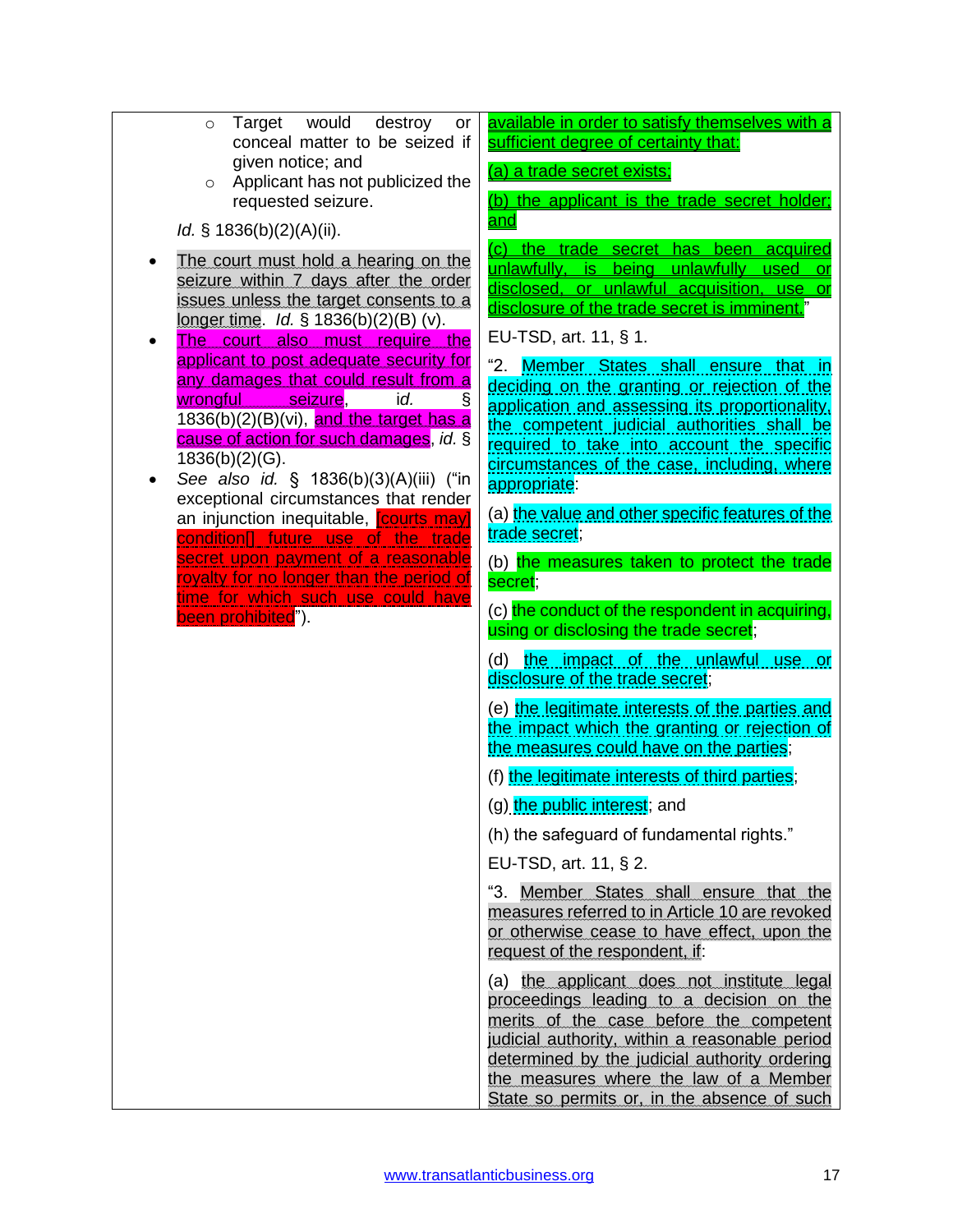| | |
|---|---|
| ○ Target would destroy or conceal matter to be seized if given notice; and<br>○ Applicant has not publicized the requested seizure.<br><br>*Id.* § 1836(b)(2)(A)(ii).<br><br>• The court must hold a hearing on the seizure within 7 days after the order issues unless the target consents to a longer time. *Id.* § 1836(b)(2)(B) (v).<br>• The court also must require the applicant to post adequate security for any damages that could result from a wrongful seizure, *id.* § 1836(b)(2)(B)(vi), and the target has a cause of action for such damages, *id.* § 1836(b)(2)(G).<br>• *See also id.* § 1836(b)(3)(A)(iii) ("in exceptional circumstances that render an injunction inequitable, [courts may] condition[] future use of the trade secret upon payment of a reasonable royalty for no longer than the period of time for which such use could have been prohibited"). | available in order to satisfy themselves with a sufficient degree of certainty that:<br><br>(a) a trade secret exists;<br><br>(b) the applicant is the trade secret holder; and<br><br>(c) the trade secret has been acquired unlawfully, is being unlawfully used or disclosed, or unlawful acquisition, use or disclosure of the trade secret is imminent."<br><br>EU-TSD, art. 11, § 1.<br><br>"2. Member States shall ensure that in deciding on the granting or rejection of the application and assessing its proportionality, the competent judicial authorities shall be required to take into account the specific circumstances of the case, including, where appropriate:<br><br>(a) the value and other specific features of the trade secret;<br><br>(b) the measures taken to protect the trade secret;<br><br>(c) the conduct of the respondent in acquiring, using or disclosing the trade secret;<br><br>(d) the impact of the unlawful use or disclosure of the trade secret;<br><br>(e) the legitimate interests of the parties and the impact which the granting or rejection of the measures could have on the parties;<br><br>(f) the legitimate interests of third parties;<br><br>(g) the public interest; and<br><br>(h) the safeguard of fundamental rights."<br><br>EU-TSD, art. 11, § 2.<br><br>"3. Member States shall ensure that the measures referred to in Article 10 are revoked or otherwise cease to have effect, upon the request of the respondent, if:<br><br>(a) the applicant does not institute legal proceedings leading to a decision on the merits of the case before the competent judicial authority, within a reasonable period determined by the judicial authority ordering the measures where the law of a Member State so permits or, in the absence of such |

www.transatlanticbusiness.org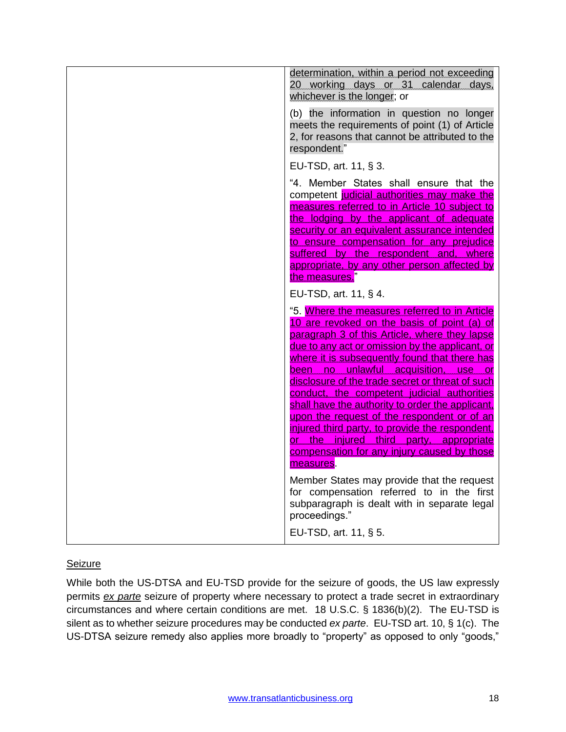| | |
|---|---|
| | determination, within a period not exceeding 20 working days or 31 calendar days, whichever is the longer; or<br><br>(b) the information in question no longer meets the requirements of point (1) of Article 2, for reasons that cannot be attributed to the respondent."<br><br>EU-TSD, art. 11, § 3.<br><br>"4. Member States shall ensure that the competent judicial authorities may make the measures referred to in Article 10 subject to the lodging by the applicant of adequate security or an equivalent assurance intended to ensure compensation for any prejudice suffered by the respondent and, where appropriate, by any other person affected by the measures."<br><br>EU-TSD, art. 11, § 4.<br><br>"5. Where the measures referred to in Article 10 are revoked on the basis of point (a) of paragraph 3 of this Article, where they lapse due to any act or omission by the applicant, or where it is subsequently found that there has been no unlawful acquisition, use or disclosure of the trade secret or threat of such conduct, the competent judicial authorities shall have the authority to order the applicant, upon the request of the respondent or of an injured third party, to provide the respondent, or the injured third party, appropriate compensation for any injury caused by those measures.<br><br>Member States may provide that the request for compensation referred to in the first subparagraph is dealt with in separate legal proceedings."<br><br>EU-TSD, art. 11, § 5. |

Seizure

While both the US-DTSA and EU-TSD provide for the seizure of goods, the US law expressly permits *ex parte* seizure of property where necessary to protect a trade secret in extraordinary circumstances and where certain conditions are met. 18 U.S.C. § 1836(b)(2). The EU-TSD is silent as to whether seizure procedures may be conducted *ex parte*. EU-TSD art. 10, § 1(c). The US-DTSA seizure remedy also applies more broadly to "property" as opposed to only "goods,"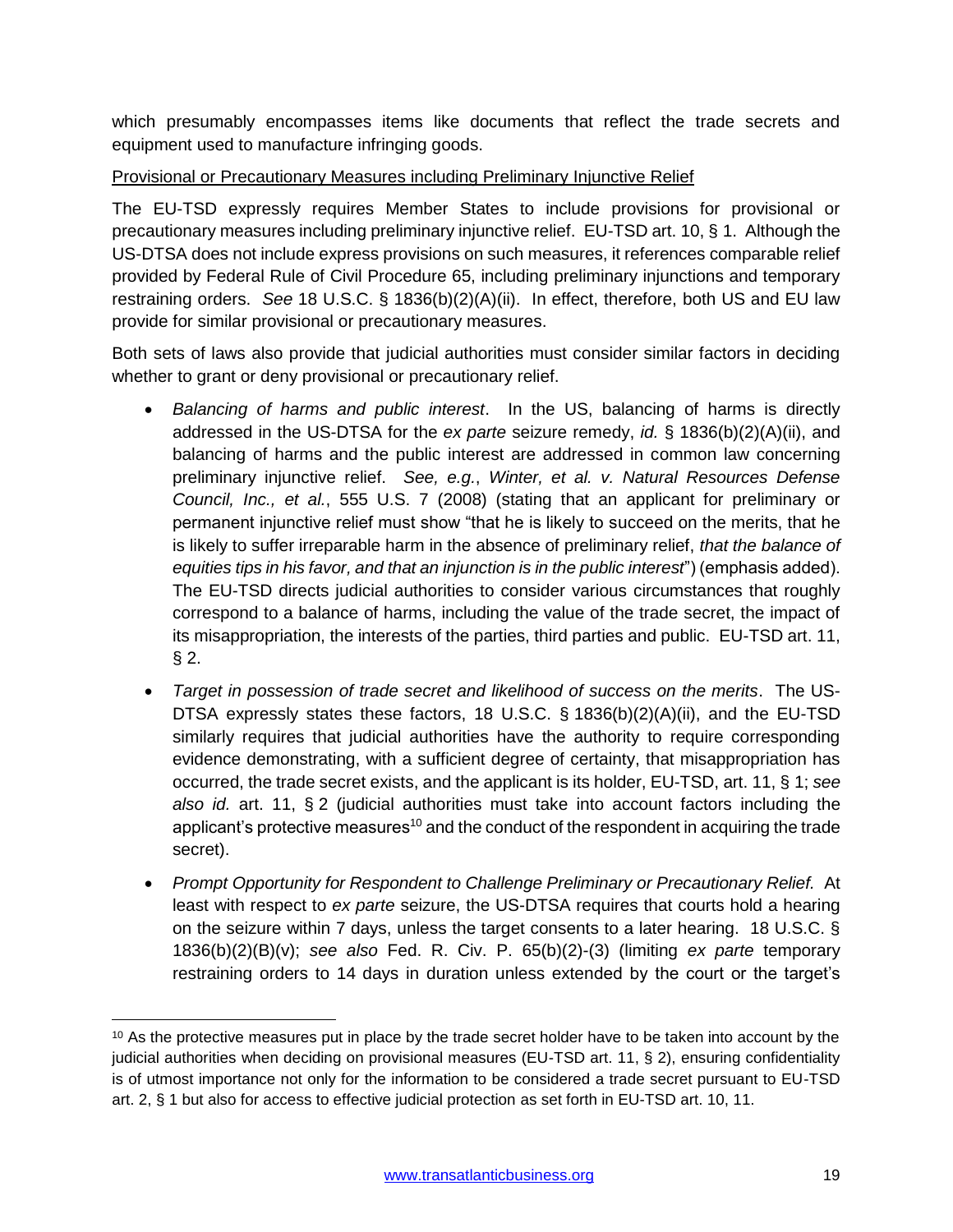which presumably encompasses items like documents that reflect the trade secrets and equipment used to manufacture infringing goods.

Provisional or Precautionary Measures including Preliminary Injunctive Relief

The EU-TSD expressly requires Member States to include provisions for provisional or precautionary measures including preliminary injunctive relief. EU-TSD art. 10, § 1. Although the US-DTSA does not include express provisions on such measures, it references comparable relief provided by Federal Rule of Civil Procedure 65, including preliminary injunctions and temporary restraining orders. *See* 18 U.S.C. § 1836(b)(2)(A)(ii). In effect, therefore, both US and EU law provide for similar provisional or precautionary measures.

Both sets of laws also provide that judicial authorities must consider similar factors in deciding whether to grant or deny provisional or precautionary relief.

- *Balancing of harms and public interest*. In the US, balancing of harms is directly addressed in the US-DTSA for the *ex parte* seizure remedy, *id.* § 1836(b)(2)(A)(ii), and balancing of harms and the public interest are addressed in common law concerning preliminary injunctive relief. *See, e.g.*, *Winter, et al. v. Natural Resources Defense Council, Inc., et al.*, 555 U.S. 7 (2008) (stating that an applicant for preliminary or permanent injunctive relief must show "that he is likely to succeed on the merits, that he is likely to suffer irreparable harm in the absence of preliminary relief, *that the balance of equities tips in his favor, and that an injunction is in the public interest*") (emphasis added). The EU-TSD directs judicial authorities to consider various circumstances that roughly correspond to a balance of harms, including the value of the trade secret, the impact of its misappropriation, the interests of the parties, third parties and public. EU-TSD art. 11, § 2.
- *Target in possession of trade secret and likelihood of success on the merits*. The US-DTSA expressly states these factors, 18 U.S.C. § 1836(b)(2)(A)(ii), and the EU-TSD similarly requires that judicial authorities have the authority to require corresponding evidence demonstrating, with a sufficient degree of certainty, that misappropriation has occurred, the trade secret exists, and the applicant is its holder, EU-TSD, art. 11, § 1; *see also id.* art. 11, § 2 (judicial authorities must take into account factors including the applicant's protective measures[10] and the conduct of the respondent in acquiring the trade secret).
- *Prompt Opportunity for Respondent to Challenge Preliminary or Precautionary Relief.* At least with respect to *ex parte* seizure, the US-DTSA requires that courts hold a hearing on the seizure within 7 days, unless the target consents to a later hearing. 18 U.S.C. § 1836(b)(2)(B)(v); *see also* Fed. R. Civ. P. 65(b)(2)-(3) (limiting *ex parte* temporary restraining orders to 14 days in duration unless extended by the court or the target's

[10] As the protective measures put in place by the trade secret holder have to be taken into account by the judicial authorities when deciding on provisional measures (EU-TSD art. 11, § 2), ensuring confidentiality is of utmost importance not only for the information to be considered a trade secret pursuant to EU-TSD art. 2, § 1 but also for access to effective judicial protection as set forth in EU-TSD art. 10, 11.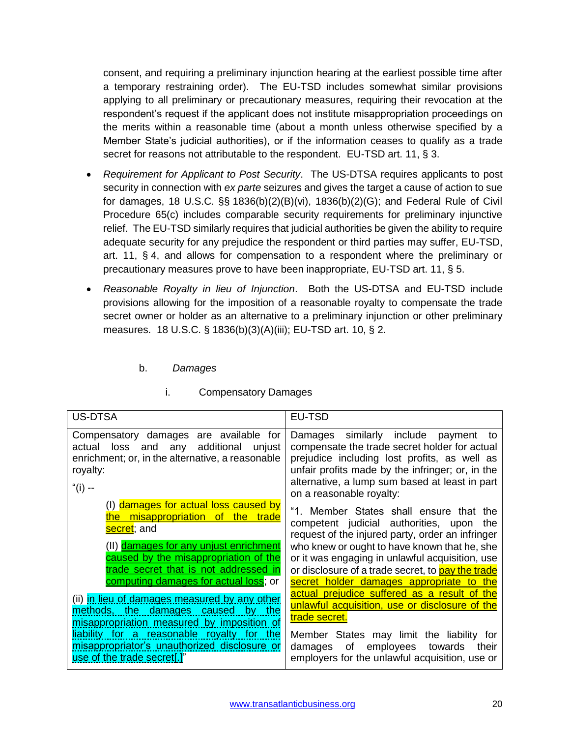consent, and requiring a preliminary injunction hearing at the earliest possible time after a temporary restraining order). The EU-TSD includes somewhat similar provisions applying to all preliminary or precautionary measures, requiring their revocation at the respondent's request if the applicant does not institute misappropriation proceedings on the merits within a reasonable time (about a month unless otherwise specified by a Member State's judicial authorities), or if the information ceases to qualify as a trade secret for reasons not attributable to the respondent. EU-TSD art. 11, § 3.

- *Requirement for Applicant to Post Security*. The US-DTSA requires applicants to post security in connection with *ex parte* seizures and gives the target a cause of action to sue for damages, 18 U.S.C. §§ 1836(b)(2)(B)(vi), 1836(b)(2)(G); and Federal Rule of Civil Procedure 65(c) includes comparable security requirements for preliminary injunctive relief. The EU-TSD similarly requires that judicial authorities be given the ability to require adequate security for any prejudice the respondent or third parties may suffer, EU-TSD, art. 11, § 4, and allows for compensation to a respondent where the preliminary or precautionary measures prove to have been inappropriate, EU-TSD art. 11, § 5.
- *Reasonable Royalty in lieu of Injunction*. Both the US-DTSA and EU-TSD include provisions allowing for the imposition of a reasonable royalty to compensate the trade secret owner or holder as an alternative to a preliminary injunction or other preliminary measures. 18 U.S.C. § 1836(b)(3)(A)(iii); EU-TSD art. 10, § 2.

b. *Damages*

i. Compensatory Damages

| US-DTSA | EU-TSD |
|---|---|
| Compensatory damages are available for actual loss and any additional unjust enrichment; or, in the alternative, a reasonable royalty:<br><br>"(i) --<br><br>(I) damages for actual loss caused by the misappropriation of the trade secret; and<br><br>(II) damages for any unjust enrichment caused by the misappropriation of the trade secret that is not addressed in computing damages for actual loss; or<br><br>(ii) in lieu of damages measured by any other methods, the damages caused by the misappropriation measured by imposition of liability for a reasonable royalty for the misappropriator's unauthorized disclosure or use of the trade secret[.]" | Damages similarly include payment to compensate the trade secret holder for actual prejudice including lost profits, as well as unfair profits made by the infringer; or, in the alternative, a lump sum based at least in part on a reasonable royalty:<br><br>"1. Member States shall ensure that the competent judicial authorities, upon the request of the injured party, order an infringer who knew or ought to have known that he, she or it was engaging in unlawful acquisition, use or disclosure of a trade secret, to pay the trade secret holder damages appropriate to the actual prejudice suffered as a result of the unlawful acquisition, use or disclosure of the trade secret.<br><br>Member States may limit the liability for damages of employees towards their employers for the unlawful acquisition, use or |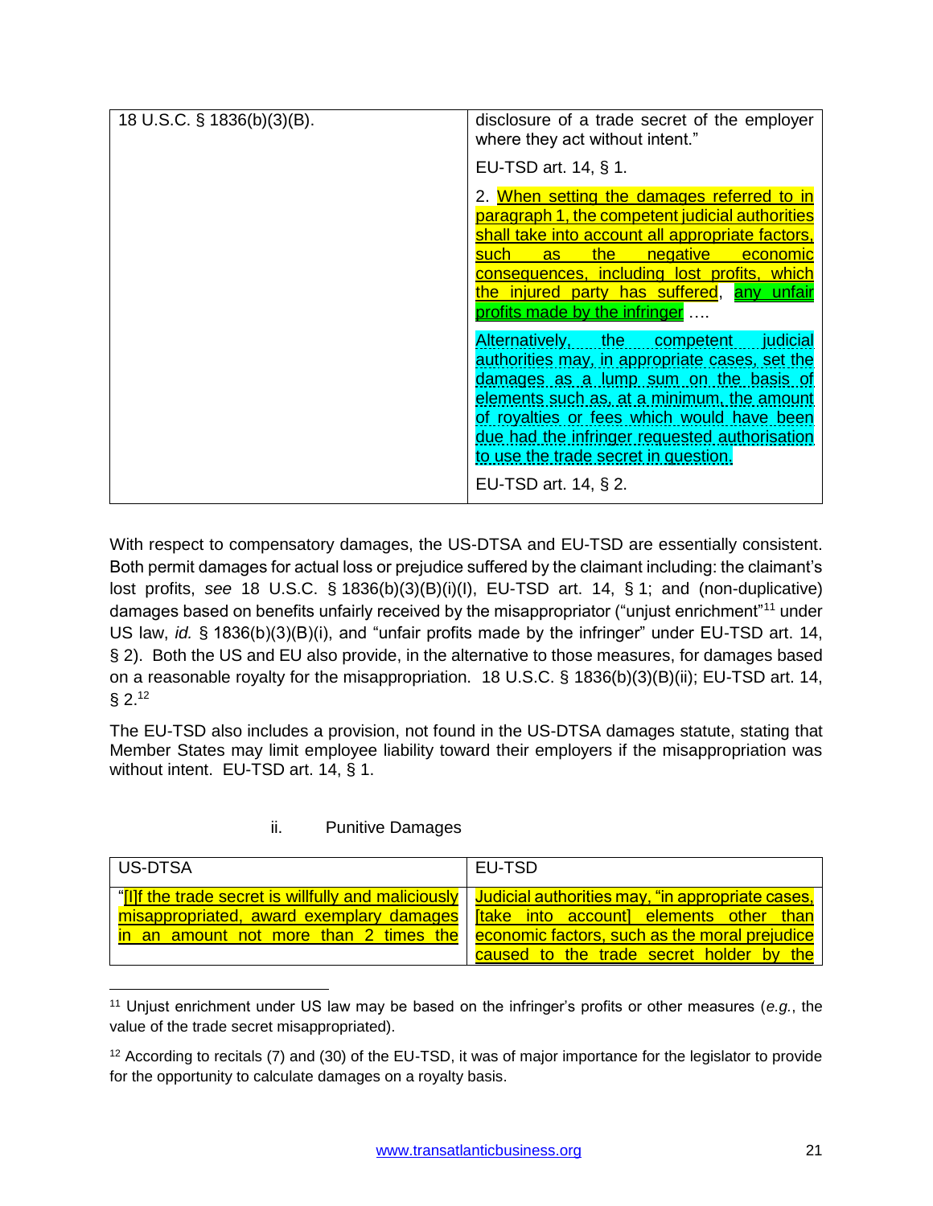| 18 U.S.C. § 1836(b)(3)(B). | disclosure of a trade secret of the employer where they act without intent." <br><br> EU-TSD art. 14, § 1. <br><br> 2. When setting the damages referred to in paragraph 1, the competent judicial authorities shall take into account all appropriate factors, such as the negative economic consequences, including lost profits, which the injured party has suffered, any unfair profits made by the infringer …. <br><br> Alternatively, the competent judicial authorities may, in appropriate cases, set the damages as a lump sum on the basis of elements such as, at a minimum, the amount of royalties or fees which would have been due had the infringer requested authorisation to use the trade secret in question. <br><br> EU-TSD art. 14, § 2. |
|---|---|

With respect to compensatory damages, the US-DTSA and EU-TSD are essentially consistent. Both permit damages for actual loss or prejudice suffered by the claimant including: the claimant's lost profits, *see* 18 U.S.C. § 1836(b)(3)(B)(i)(I), EU-TSD art. 14, § 1; and (non-duplicative) damages based on benefits unfairly received by the misappropriator ("unjust enrichment"[11] under US law, *id.* § 1836(b)(3)(B)(i), and "unfair profits made by the infringer" under EU-TSD art. 14, § 2). Both the US and EU also provide, in the alternative to those measures, for damages based on a reasonable royalty for the misappropriation. 18 U.S.C. § 1836(b)(3)(B)(ii); EU-TSD art. 14, § 2.[12]

The EU-TSD also includes a provision, not found in the US-DTSA damages statute, stating that Member States may limit employee liability toward their employers if the misappropriation was without intent. EU-TSD art. 14, § 1.

ii. Punitive Damages

| US-DTSA | EU-TSD |
|---|---|
| "[I]f the trade secret is willfully and maliciously misappropriated, award exemplary damages in an amount not more than 2 times the | Judicial authorities may, "in appropriate cases, [take into account] elements other than economic factors, such as the moral prejudice caused to the trade secret holder by the |

[11] Unjust enrichment under US law may be based on the infringer's profits or other measures (*e.g.*, the value of the trade secret misappropriated).

[12] According to recitals (7) and (30) of the EU-TSD, it was of major importance for the legislator to provide for the opportunity to calculate damages on a royalty basis.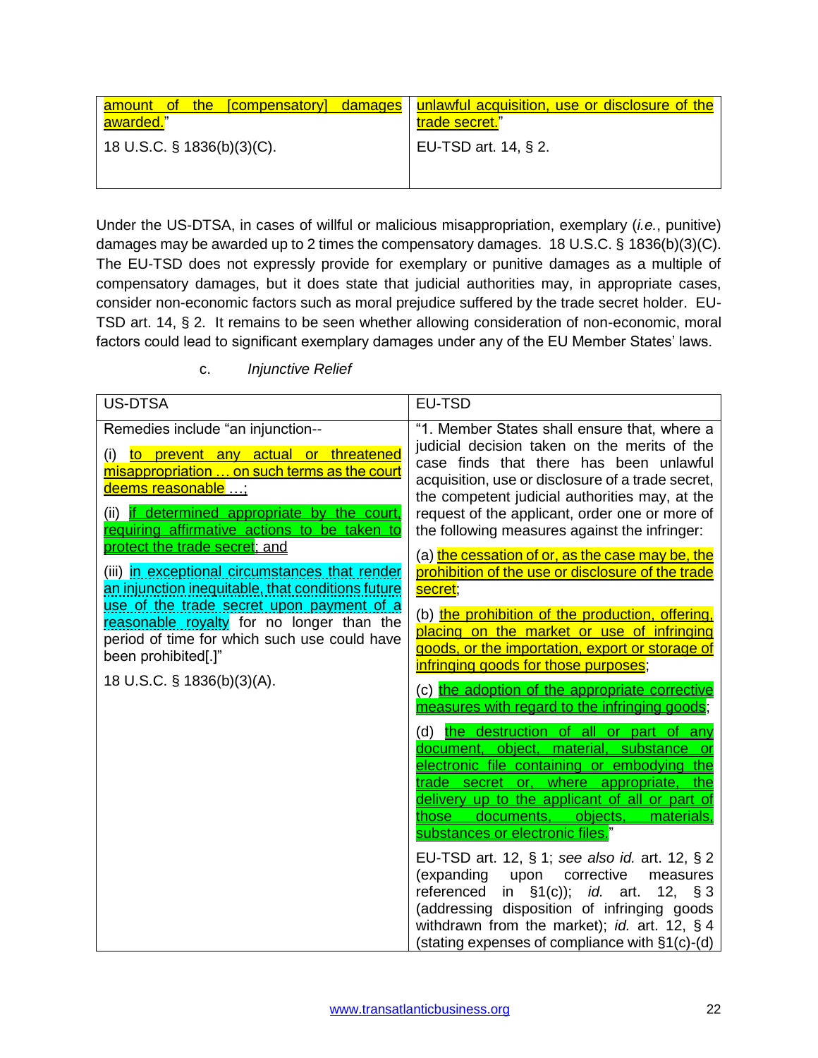| | |
|---|---|
| amount of the [compensatory] damages awarded." | unlawful acquisition, use or disclosure of the trade secret." |
| 18 U.S.C. § 1836(b)(3)(C). | EU-TSD art. 14, § 2. |

Under the US-DTSA, in cases of willful or malicious misappropriation, exemplary (*i.e.*, punitive) damages may be awarded up to 2 times the compensatory damages. 18 U.S.C. § 1836(b)(3)(C). The EU-TSD does not expressly provide for exemplary or punitive damages as a multiple of compensatory damages, but it does state that judicial authorities may, in appropriate cases, consider non-economic factors such as moral prejudice suffered by the trade secret holder. EU-TSD art. 14, § 2. It remains to be seen whether allowing consideration of non-economic, moral factors could lead to significant exemplary damages under any of the EU Member States' laws.

c. *Injunctive Relief*

| US-DTSA | EU-TSD |
|---|---|
| Remedies include "an injunction--<br><br>(i) to prevent any actual or threatened misappropriation … on such terms as the court deems reasonable …;<br><br>(ii) if determined appropriate by the court, requiring affirmative actions to be taken to protect the trade secret; and<br><br>(iii) in exceptional circumstances that render an injunction inequitable, that conditions future use of the trade secret upon payment of a reasonable royalty for no longer than the period of time for which such use could have been prohibited[.]"<br><br>18 U.S.C. § 1836(b)(3)(A). | "1. Member States shall ensure that, where a judicial decision taken on the merits of the case finds that there has been unlawful acquisition, use or disclosure of a trade secret, the competent judicial authorities may, at the request of the applicant, order one or more of the following measures against the infringer:<br><br>(a) the cessation of or, as the case may be, the prohibition of the use or disclosure of the trade secret;<br><br>(b) the prohibition of the production, offering, placing on the market or use of infringing goods, or the importation, export or storage of infringing goods for those purposes;<br><br>(c) the adoption of the appropriate corrective measures with regard to the infringing goods;<br><br>(d) the destruction of all or part of any document, object, material, substance or electronic file containing or embodying the trade secret or, where appropriate, the delivery up to the applicant of all or part of those documents, objects, materials, substances or electronic files."<br><br>EU-TSD art. 12, § 1; *see also id.* art. 12, § 2 (expanding upon corrective measures referenced in §1(c)); *id.* art. 12, § 3 (addressing disposition of infringing goods withdrawn from the market); *id.* art. 12, § 4 (stating expenses of compliance with §1(c)-(d) |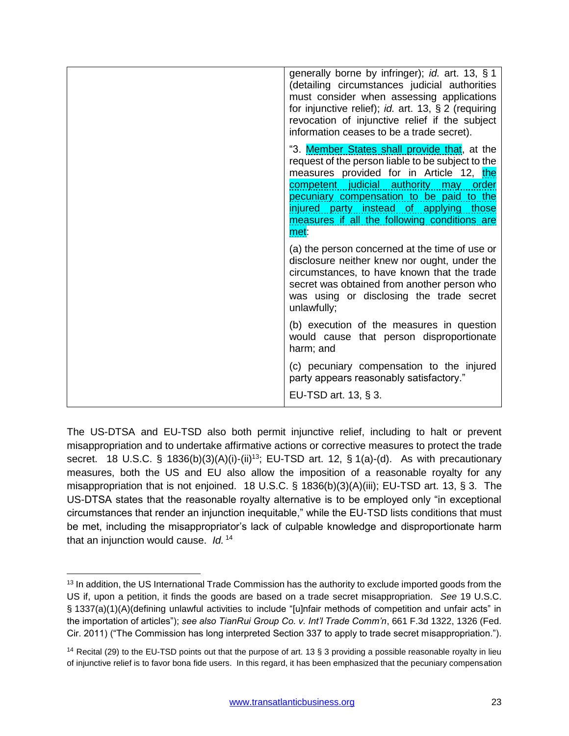| | |
|---|---|
| | generally borne by infringer); *id.* art. 13, § 1 (detailing circumstances judicial authorities must consider when assessing applications for injunctive relief); *id.* art. 13, § 2 (requiring revocation of injunctive relief if the subject information ceases to be a trade secret). |
| | "3. Member States shall provide that, at the request of the person liable to be subject to the measures provided for in Article 12, the competent judicial authority may order pecuniary compensation to be paid to the injured party instead of applying those measures if all the following conditions are met: |
| | (a) the person concerned at the time of use or disclosure neither knew nor ought, under the circumstances, to have known that the trade secret was obtained from another person who was using or disclosing the trade secret unlawfully; |
| | (b) execution of the measures in question would cause that person disproportionate harm; and |
| | (c) pecuniary compensation to the injured party appears reasonably satisfactory." |
| | EU-TSD art. 13, § 3. |

The US-DTSA and EU-TSD also both permit injunctive relief, including to halt or prevent misappropriation and to undertake affirmative actions or corrective measures to protect the trade secret. 18 U.S.C. § 1836(b)(3)(A)(i)-(ii)[13]; EU-TSD art. 12, § 1(a)-(d). As with precautionary measures, both the US and EU also allow the imposition of a reasonable royalty for any misappropriation that is not enjoined. 18 U.S.C. § 1836(b)(3)(A)(iii); EU-TSD art. 13, § 3. The US-DTSA states that the reasonable royalty alternative is to be employed only "in exceptional circumstances that render an injunction inequitable," while the EU-TSD lists conditions that must be met, including the misappropriator's lack of culpable knowledge and disproportionate harm that an injunction would cause. *Id.* [14]

---

[13] In addition, the US International Trade Commission has the authority to exclude imported goods from the US if, upon a petition, it finds the goods are based on a trade secret misappropriation. *See* 19 U.S.C. § 1337(a)(1)(A)(defining unlawful activities to include "[u]nfair methods of competition and unfair acts" in the importation of articles"); *see also TianRui Group Co. v. Int'l Trade Comm'n*, 661 F.3d 1322, 1326 (Fed. Cir. 2011) ("The Commission has long interpreted Section 337 to apply to trade secret misappropriation.").

[14] Recital (29) to the EU-TSD points out that the purpose of art. 13 § 3 providing a possible reasonable royalty in lieu of injunctive relief is to favor bona fide users. In this regard, it has been emphasized that the pecuniary compensation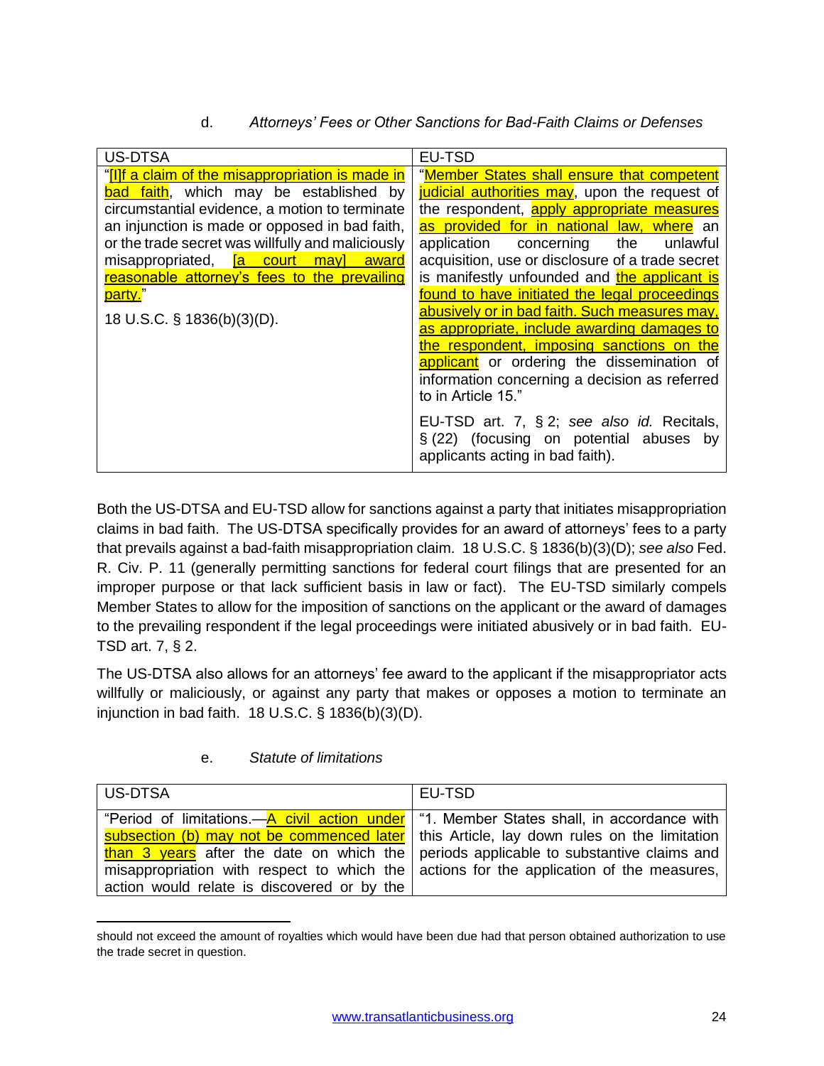d. *Attorneys' Fees or Other Sanctions for Bad-Faith Claims or Defenses*

| US-DTSA | EU-TSD |
|---|---|
| "[I]f a claim of the misappropriation is made in bad faith, which may be established by circumstantial evidence, a motion to terminate an injunction is made or opposed in bad faith, or the trade secret was willfully and maliciously misappropriated, [a court may] award reasonable attorney's fees to the prevailing party."<br><br>18 U.S.C. § 1836(b)(3)(D). | "Member States shall ensure that competent judicial authorities may, upon the request of the respondent, apply appropriate measures as provided for in national law, where an application concerning the unlawful acquisition, use or disclosure of a trade secret is manifestly unfounded and the applicant is found to have initiated the legal proceedings abusively or in bad faith. Such measures may, as appropriate, include awarding damages to the respondent, imposing sanctions on the applicant or ordering the dissemination of information concerning a decision as referred to in Article 15."<br><br>EU-TSD art. 7, § 2; *see also id.* Recitals, § (22) (focusing on potential abuses by applicants acting in bad faith). |

Both the US-DTSA and EU-TSD allow for sanctions against a party that initiates misappropriation claims in bad faith. The US-DTSA specifically provides for an award of attorneys' fees to a party that prevails against a bad-faith misappropriation claim. 18 U.S.C. § 1836(b)(3)(D); *see also* Fed. R. Civ. P. 11 (generally permitting sanctions for federal court filings that are presented for an improper purpose or that lack sufficient basis in law or fact). The EU-TSD similarly compels Member States to allow for the imposition of sanctions on the applicant or the award of damages to the prevailing respondent if the legal proceedings were initiated abusively or in bad faith. EU-TSD art. 7, § 2.

The US-DTSA also allows for an attorneys' fee award to the applicant if the misappropriator acts willfully or maliciously, or against any party that makes or opposes a motion to terminate an injunction in bad faith. 18 U.S.C. § 1836(b)(3)(D).

e. *Statute of limitations*

| US-DTSA | EU-TSD |
|---|---|
| "Period of limitations.—A civil action under subsection (b) may not be commenced later than 3 years after the date on which the misappropriation with respect to which the action would relate is discovered or by the | "1. Member States shall, in accordance with this Article, lay down rules on the limitation periods applicable to substantive claims and actions for the application of the measures, |

should not exceed the amount of royalties which would have been due had that person obtained authorization to use the trade secret in question.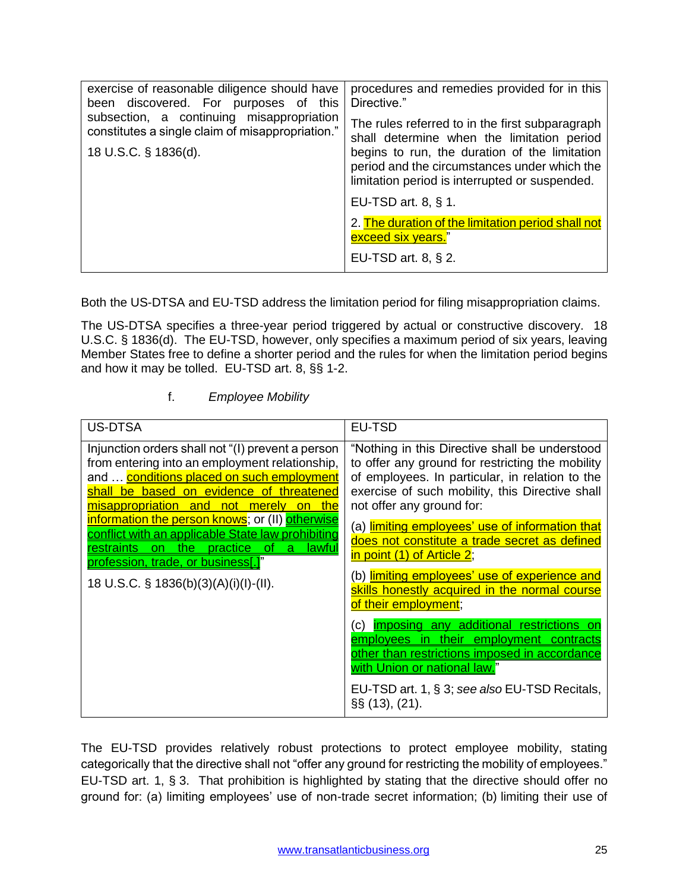| | |
|---|---|
| exercise of reasonable diligence should have been discovered. For purposes of this subsection, a continuing misappropriation constitutes a single claim of misappropriation."<br><br>18 U.S.C. § 1836(d). | procedures and remedies provided for in this Directive."<br><br>The rules referred to in the first subparagraph shall determine when the limitation period begins to run, the duration of the limitation period and the circumstances under which the limitation period is interrupted or suspended.<br><br>EU-TSD art. 8, § 1.<br><br>2. The duration of the limitation period shall not exceed six years."<br><br>EU-TSD art. 8, § 2. |

Both the US-DTSA and EU-TSD address the limitation period for filing misappropriation claims.

The US-DTSA specifies a three-year period triggered by actual or constructive discovery. 18 U.S.C. § 1836(d). The EU-TSD, however, only specifies a maximum period of six years, leaving Member States free to define a shorter period and the rules for when the limitation period begins and how it may be tolled. EU-TSD art. 8, §§ 1-2.

f. *Employee Mobility*

| US-DTSA | EU-TSD |
|---|---|
| Injunction orders shall not "(I) prevent a person from entering into an employment relationship, and … conditions placed on such employment shall be based on evidence of threatened misappropriation and not merely on the information the person knows; or (II) otherwise conflict with an applicable State law prohibiting restraints on the practice of a lawful profession, trade, or business[.]"<br><br>18 U.S.C. § 1836(b)(3)(A)(i)(I)-(II). | "Nothing in this Directive shall be understood to offer any ground for restricting the mobility of employees. In particular, in relation to the exercise of such mobility, this Directive shall not offer any ground for:<br><br>(a) limiting employees' use of information that does not constitute a trade secret as defined in point (1) of Article 2;<br><br>(b) limiting employees' use of experience and skills honestly acquired in the normal course of their employment;<br><br>(c) imposing any additional restrictions on employees in their employment contracts other than restrictions imposed in accordance with Union or national law."<br><br>EU-TSD art. 1, § 3; *see also* EU-TSD Recitals, §§ (13), (21). |

The EU-TSD provides relatively robust protections to protect employee mobility, stating categorically that the directive shall not "offer any ground for restricting the mobility of employees." EU-TSD art. 1, § 3. That prohibition is highlighted by stating that the directive should offer no ground for: (a) limiting employees' use of non-trade secret information; (b) limiting their use of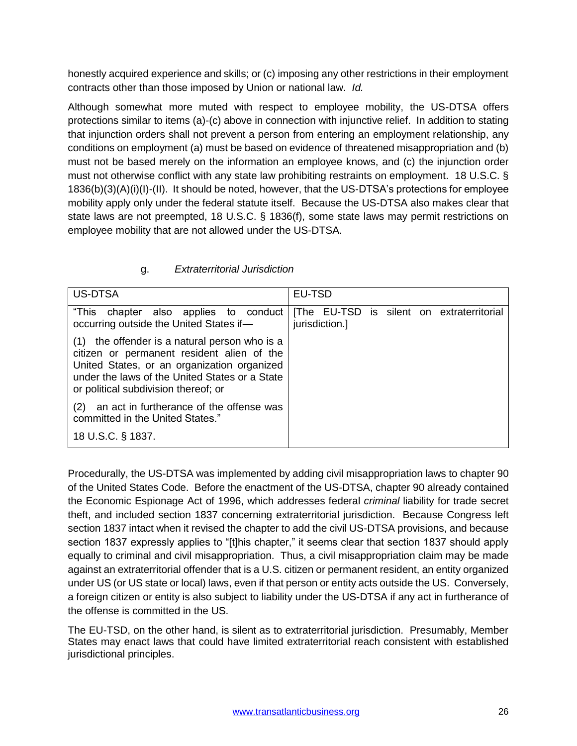honestly acquired experience and skills; or (c) imposing any other restrictions in their employment contracts other than those imposed by Union or national law. *Id.*

Although somewhat more muted with respect to employee mobility, the US-DTSA offers protections similar to items (a)-(c) above in connection with injunctive relief. In addition to stating that injunction orders shall not prevent a person from entering an employment relationship, any conditions on employment (a) must be based on evidence of threatened misappropriation and (b) must not be based merely on the information an employee knows, and (c) the injunction order must not otherwise conflict with any state law prohibiting restraints on employment. 18 U.S.C. § 1836(b)(3)(A)(i)(I)-(II). It should be noted, however, that the US-DTSA's protections for employee mobility apply only under the federal statute itself. Because the US-DTSA also makes clear that state laws are not preempted, 18 U.S.C. § 1836(f), some state laws may permit restrictions on employee mobility that are not allowed under the US-DTSA.

g. *Extraterritorial Jurisdiction*

| US-DTSA | EU-TSD |
|---|---|
| "This chapter also applies to conduct occurring outside the United States if—<br><br>(1) the offender is a natural person who is a citizen or permanent resident alien of the United States, or an organization organized under the laws of the United States or a State or political subdivision thereof; or<br><br>(2) an act in furtherance of the offense was committed in the United States."<br><br>18 U.S.C. § 1837. | [The EU-TSD is silent on extraterritorial jurisdiction.] |

Procedurally, the US-DTSA was implemented by adding civil misappropriation laws to chapter 90 of the United States Code. Before the enactment of the US-DTSA, chapter 90 already contained the Economic Espionage Act of 1996, which addresses federal *criminal* liability for trade secret theft, and included section 1837 concerning extraterritorial jurisdiction. Because Congress left section 1837 intact when it revised the chapter to add the civil US-DTSA provisions, and because section 1837 expressly applies to "[t]his chapter," it seems clear that section 1837 should apply equally to criminal and civil misappropriation. Thus, a civil misappropriation claim may be made against an extraterritorial offender that is a U.S. citizen or permanent resident, an entity organized under US (or US state or local) laws, even if that person or entity acts outside the US. Conversely, a foreign citizen or entity is also subject to liability under the US-DTSA if any act in furtherance of the offense is committed in the US.

The EU-TSD, on the other hand, is silent as to extraterritorial jurisdiction. Presumably, Member States may enact laws that could have limited extraterritorial reach consistent with established jurisdictional principles.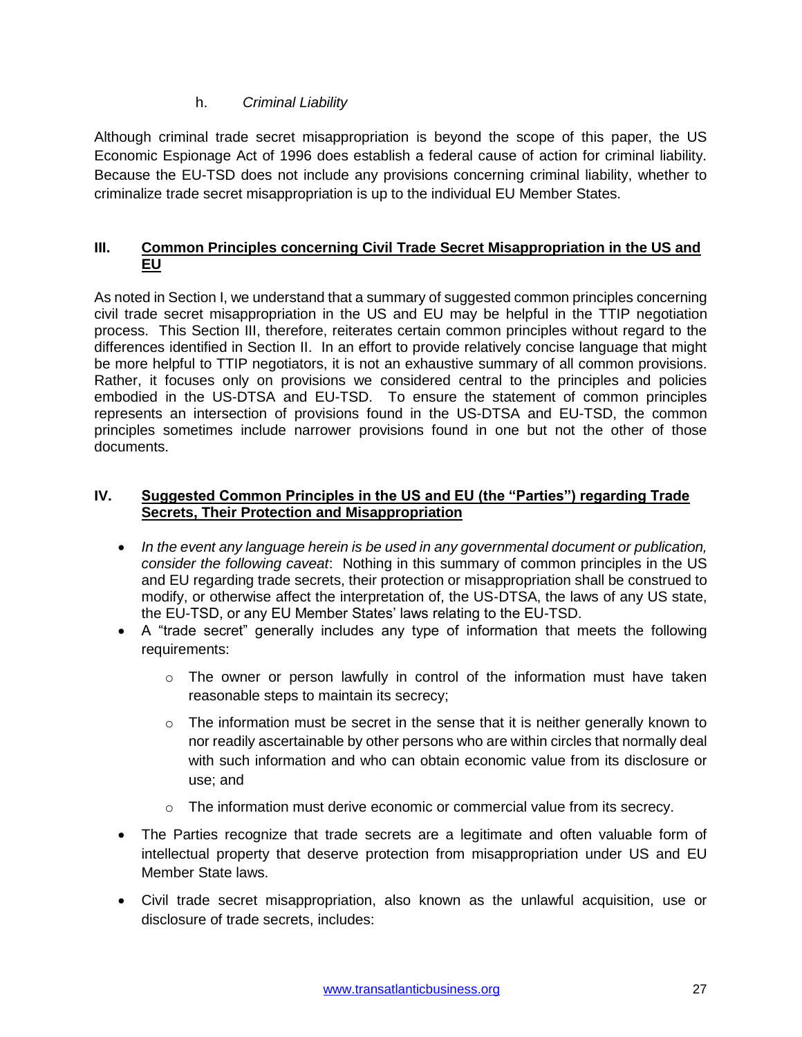h. *Criminal Liability*

Although criminal trade secret misappropriation is beyond the scope of this paper, the US Economic Espionage Act of 1996 does establish a federal cause of action for criminal liability. Because the EU-TSD does not include any provisions concerning criminal liability, whether to criminalize trade secret misappropriation is up to the individual EU Member States.

## III. Common Principles concerning Civil Trade Secret Misappropriation in the US and EU

As noted in Section I, we understand that a summary of suggested common principles concerning civil trade secret misappropriation in the US and EU may be helpful in the TTIP negotiation process. This Section III, therefore, reiterates certain common principles without regard to the differences identified in Section II. In an effort to provide relatively concise language that might be more helpful to TTIP negotiators, it is not an exhaustive summary of all common provisions. Rather, it focuses only on provisions we considered central to the principles and policies embodied in the US-DTSA and EU-TSD. To ensure the statement of common principles represents an intersection of provisions found in the US-DTSA and EU-TSD, the common principles sometimes include narrower provisions found in one but not the other of those documents.

## IV. Suggested Common Principles in the US and EU (the "Parties") regarding Trade Secrets, Their Protection and Misappropriation

- *In the event any language herein is be used in any governmental document or publication, consider the following caveat*: Nothing in this summary of common principles in the US and EU regarding trade secrets, their protection or misappropriation shall be construed to modify, or otherwise affect the interpretation of, the US-DTSA, the laws of any US state, the EU-TSD, or any EU Member States' laws relating to the EU-TSD.
- A "trade secret" generally includes any type of information that meets the following requirements:
  - The owner or person lawfully in control of the information must have taken reasonable steps to maintain its secrecy;
  - The information must be secret in the sense that it is neither generally known to nor readily ascertainable by other persons who are within circles that normally deal with such information and who can obtain economic value from its disclosure or use; and
  - The information must derive economic or commercial value from its secrecy.
- The Parties recognize that trade secrets are a legitimate and often valuable form of intellectual property that deserve protection from misappropriation under US and EU Member State laws.
- Civil trade secret misappropriation, also known as the unlawful acquisition, use or disclosure of trade secrets, includes: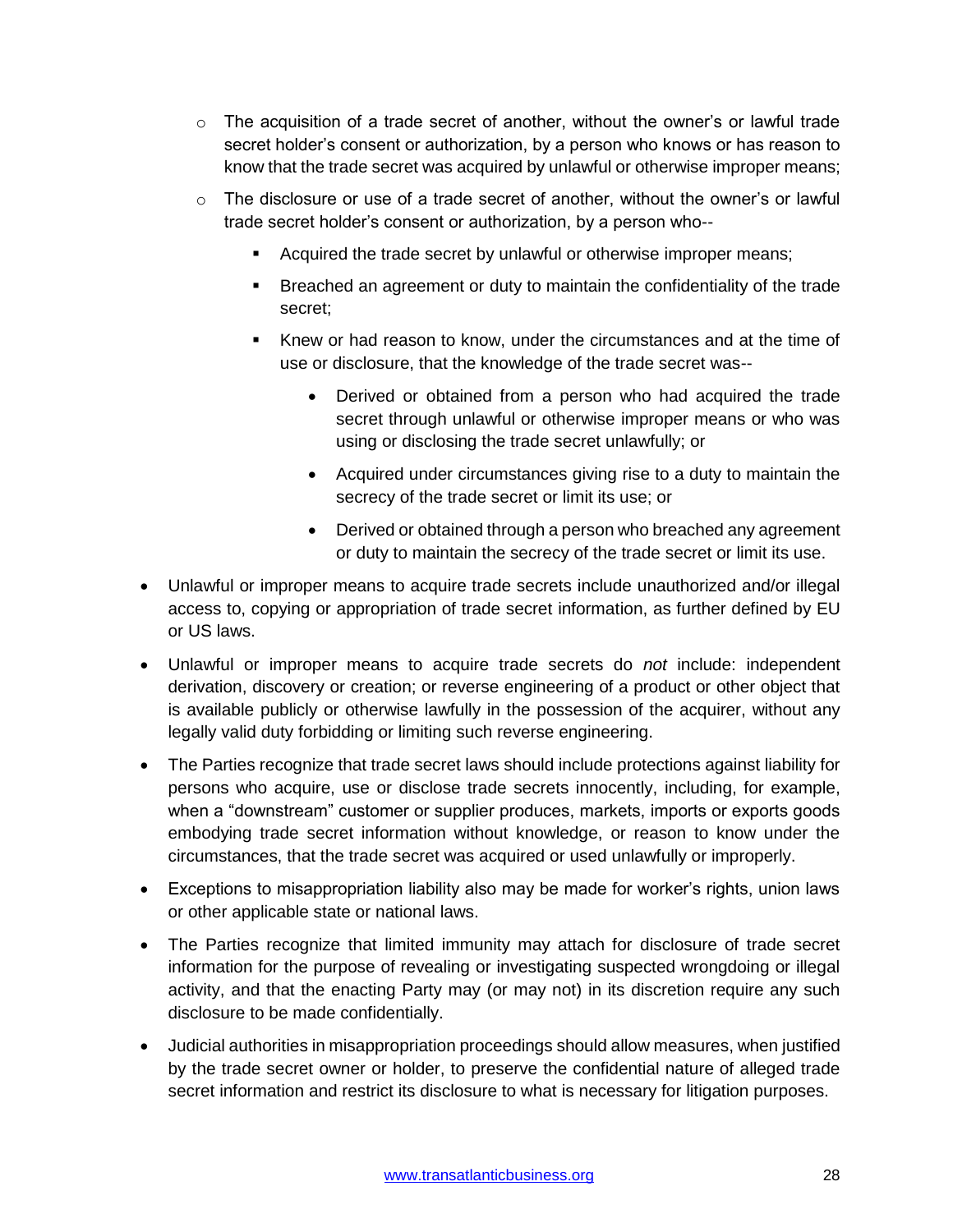- The acquisition of a trade secret of another, without the owner's or lawful trade secret holder's consent or authorization, by a person who knows or has reason to know that the trade secret was acquired by unlawful or otherwise improper means;
    - The disclosure or use of a trade secret of another, without the owner's or lawful trade secret holder's consent or authorization, by a person who--
        - Acquired the trade secret by unlawful or otherwise improper means;
        - Breached an agreement or duty to maintain the confidentiality of the trade secret;
        - Knew or had reason to know, under the circumstances and at the time of use or disclosure, that the knowledge of the trade secret was--
            - Derived or obtained from a person who had acquired the trade secret through unlawful or otherwise improper means or who was using or disclosing the trade secret unlawfully; or
            - Acquired under circumstances giving rise to a duty to maintain the secrecy of the trade secret or limit its use; or
            - Derived or obtained through a person who breached any agreement or duty to maintain the secrecy of the trade secret or limit its use.

- Unlawful or improper means to acquire trade secrets include unauthorized and/or illegal access to, copying or appropriation of trade secret information, as further defined by EU or US laws.
- Unlawful or improper means to acquire trade secrets do *not* include: independent derivation, discovery or creation; or reverse engineering of a product or other object that is available publicly or otherwise lawfully in the possession of the acquirer, without any legally valid duty forbidding or limiting such reverse engineering.
- The Parties recognize that trade secret laws should include protections against liability for persons who acquire, use or disclose trade secrets innocently, including, for example, when a "downstream" customer or supplier produces, markets, imports or exports goods embodying trade secret information without knowledge, or reason to know under the circumstances, that the trade secret was acquired or used unlawfully or improperly.
- Exceptions to misappropriation liability also may be made for worker's rights, union laws or other applicable state or national laws.
- The Parties recognize that limited immunity may attach for disclosure of trade secret information for the purpose of revealing or investigating suspected wrongdoing or illegal activity, and that the enacting Party may (or may not) in its discretion require any such disclosure to be made confidentially.
- Judicial authorities in misappropriation proceedings should allow measures, when justified by the trade secret owner or holder, to preserve the confidential nature of alleged trade secret information and restrict its disclosure to what is necessary for litigation purposes.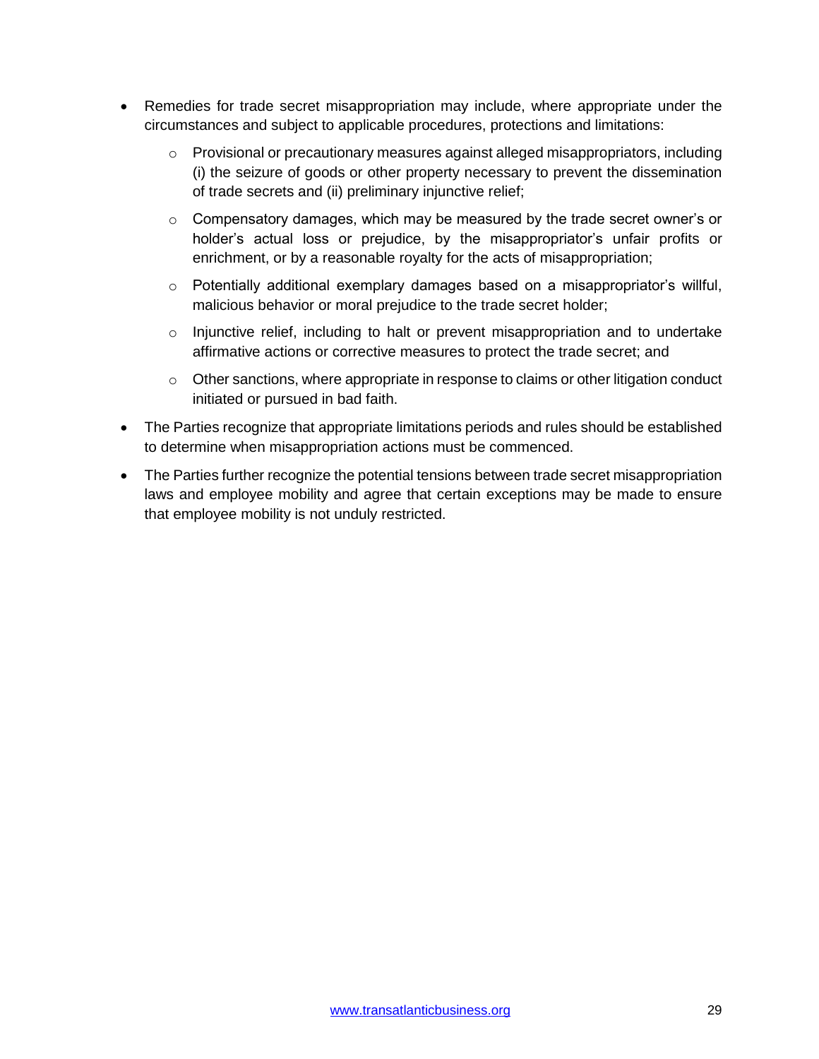- Remedies for trade secret misappropriation may include, where appropriate under the circumstances and subject to applicable procedures, protections and limitations:
  - Provisional or precautionary measures against alleged misappropriators, including (i) the seizure of goods or other property necessary to prevent the dissemination of trade secrets and (ii) preliminary injunctive relief;
  - Compensatory damages, which may be measured by the trade secret owner's or holder's actual loss or prejudice, by the misappropriator's unfair profits or enrichment, or by a reasonable royalty for the acts of misappropriation;
  - Potentially additional exemplary damages based on a misappropriator's willful, malicious behavior or moral prejudice to the trade secret holder;
  - Injunctive relief, including to halt or prevent misappropriation and to undertake affirmative actions or corrective measures to protect the trade secret; and
  - Other sanctions, where appropriate in response to claims or other litigation conduct initiated or pursued in bad faith.
- The Parties recognize that appropriate limitations periods and rules should be established to determine when misappropriation actions must be commenced.
- The Parties further recognize the potential tensions between trade secret misappropriation laws and employee mobility and agree that certain exceptions may be made to ensure that employee mobility is not unduly restricted.